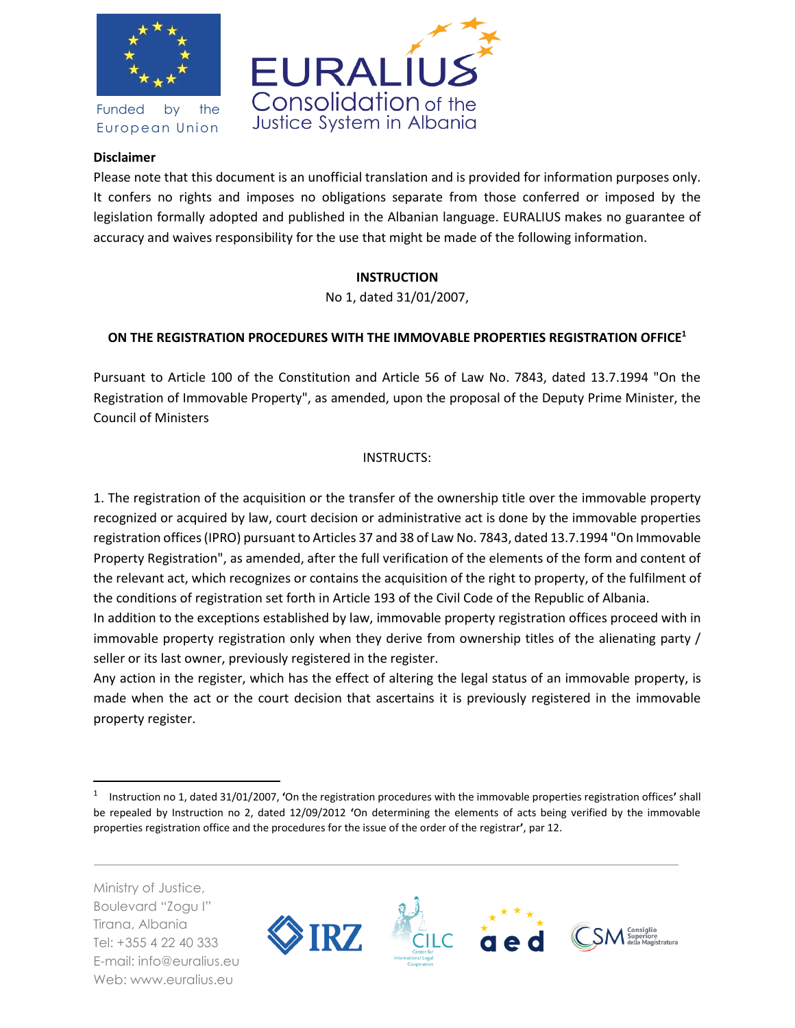**Disclaimer**

Please note that this document is an unofficial translation and is provided for information purposes only. It confers no rights and imposes no obligations separate from those conferred or imposed by the legislation formally adopted and published in the Albanian language. EURALIUS makes no guarantee of accuracy and waives responsibility for the use that might be made of the following information.

**INSTRUCTION**

No 1, dated 31/01/2007,

**ON THE REGISTRATION PROCEDURES WITH THE IMMOVABLE PROPERTIES REGISTRATION OFFICE[1]**

Pursuant to Article 100 of the Constitution and Article 56 of Law No. 7843, dated 13.7.1994 "On the Registration of Immovable Property", as amended, upon the proposal of the Deputy Prime Minister, the Council of Ministers

INSTRUCTS:

1. The registration of the acquisition or the transfer of the ownership title over the immovable property recognized or acquired by law, court decision or administrative act is done by the immovable properties registration offices (IPRO) pursuant to Articles 37 and 38 of Law No. 7843, dated 13.7.1994 "On Immovable Property Registration", as amended, after the full verification of the elements of the form and content of the relevant act, which recognizes or contains the acquisition of the right to property, of the fulfilment of the conditions of registration set forth in Article 193 of the Civil Code of the Republic of Albania.

In addition to the exceptions established by law, immovable property registration offices proceed with in immovable property registration only when they derive from ownership titles of the alienating party / seller or its last owner, previously registered in the register.

Any action in the register, which has the effect of altering the legal status of an immovable property, is made when the act or the court decision that ascertains it is previously registered in the immovable property register.

[1] Instruction no 1, dated 31/01/2007, 'On the registration procedures with the immovable properties registration offices' shall be repealed by Instruction no 2, dated 12/09/2012 'On determining the elements of acts being verified by the immovable properties registration office and the procedures for the issue of the order of the registrar', par 12.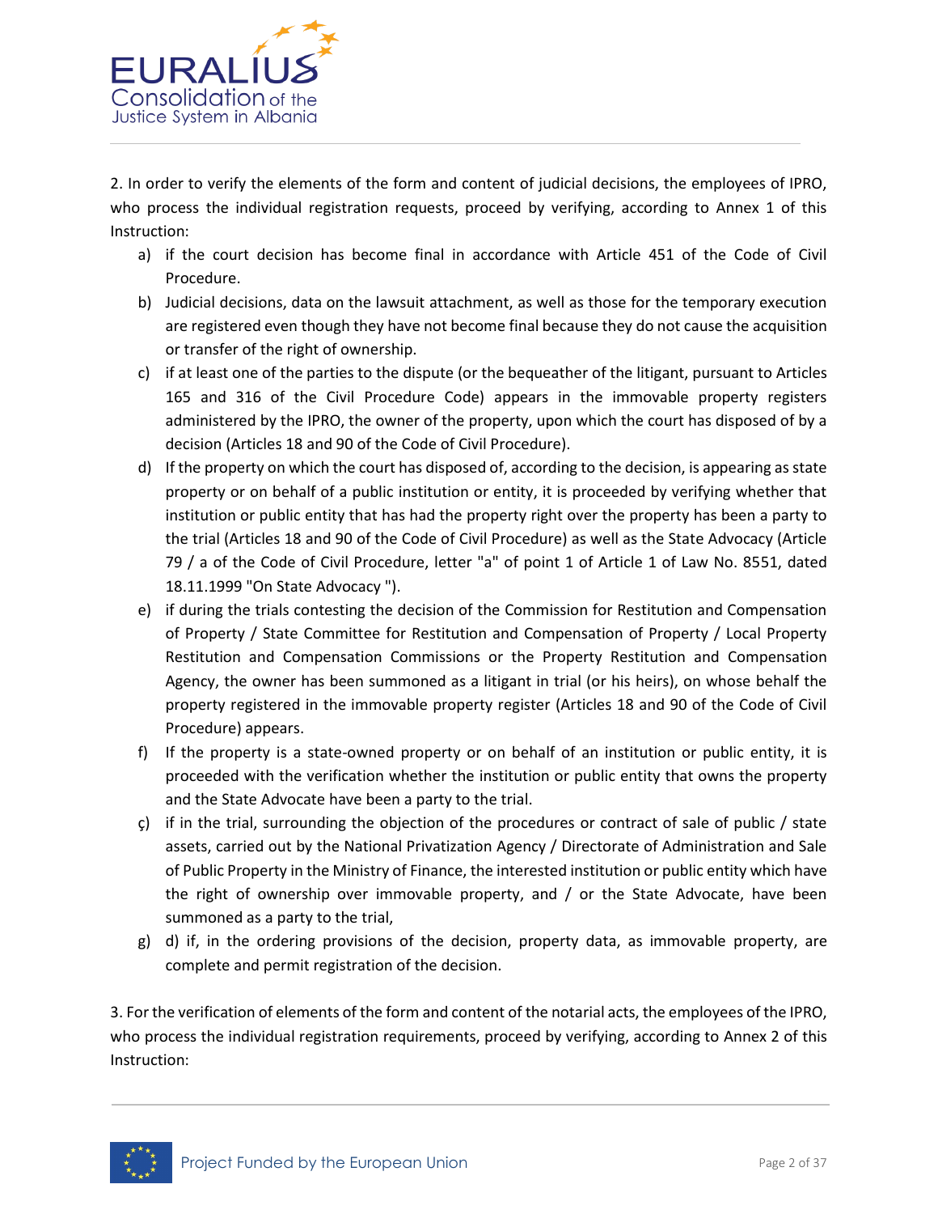2. In order to verify the elements of the form and content of judicial decisions, the employees of IPRO, who process the individual registration requests, proceed by verifying, according to Annex 1 of this Instruction:

a) if the court decision has become final in accordance with Article 451 of the Code of Civil Procedure.

b) Judicial decisions, data on the lawsuit attachment, as well as those for the temporary execution are registered even though they have not become final because they do not cause the acquisition or transfer of the right of ownership.

c) if at least one of the parties to the dispute (or the bequeather of the litigant, pursuant to Articles 165 and 316 of the Civil Procedure Code) appears in the immovable property registers administered by the IPRO, the owner of the property, upon which the court has disposed of by a decision (Articles 18 and 90 of the Code of Civil Procedure).

d) If the property on which the court has disposed of, according to the decision, is appearing as state property or on behalf of a public institution or entity, it is proceeded by verifying whether that institution or public entity that has had the property right over the property has been a party to the trial (Articles 18 and 90 of the Code of Civil Procedure) as well as the State Advocacy (Article 79 / a of the Code of Civil Procedure, letter "a" of point 1 of Article 1 of Law No. 8551, dated 18.11.1999 "On State Advocacy ").

e) if during the trials contesting the decision of the Commission for Restitution and Compensation of Property / State Committee for Restitution and Compensation of Property / Local Property Restitution and Compensation Commissions or the Property Restitution and Compensation Agency, the owner has been summoned as a litigant in trial (or his heirs), on whose behalf the property registered in the immovable property register (Articles 18 and 90 of the Code of Civil Procedure) appears.

f) If the property is a state-owned property or on behalf of an institution or public entity, it is proceeded with the verification whether the institution or public entity that owns the property and the State Advocate have been a party to the trial.

ç) if in the trial, surrounding the objection of the procedures or contract of sale of public / state assets, carried out by the National Privatization Agency / Directorate of Administration and Sale of Public Property in the Ministry of Finance, the interested institution or public entity which have the right of ownership over immovable property, and / or the State Advocate, have been summoned as a party to the trial,

g) d) if, in the ordering provisions of the decision, property data, as immovable property, are complete and permit registration of the decision.

3. For the verification of elements of the form and content of the notarial acts, the employees of the IPRO, who process the individual registration requirements, proceed by verifying, according to Annex 2 of this Instruction: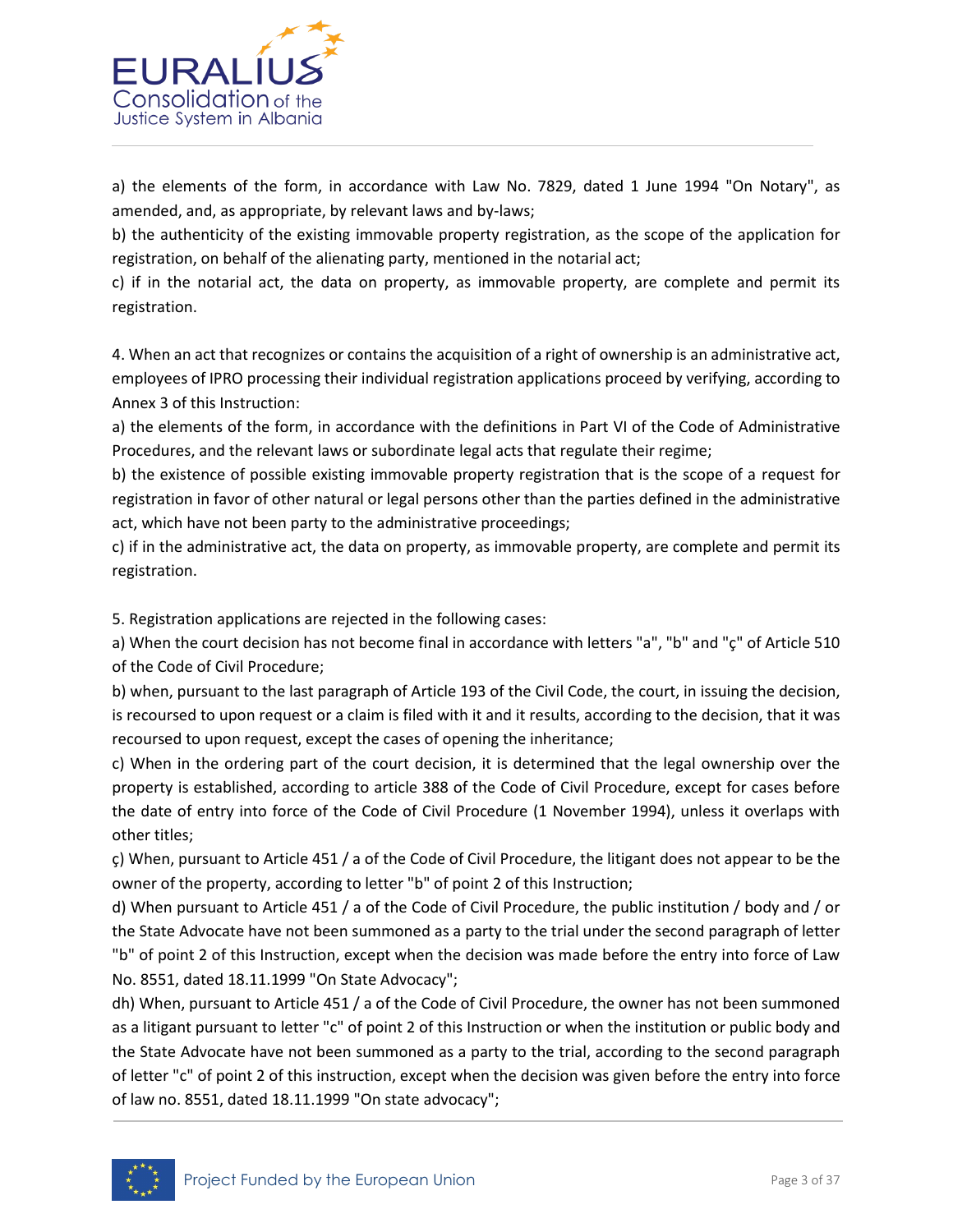a) the elements of the form, in accordance with Law No. 7829, dated 1 June 1994 "On Notary", as amended, and, as appropriate, by relevant laws and by-laws;
b) the authenticity of the existing immovable property registration, as the scope of the application for registration, on behalf of the alienating party, mentioned in the notarial act;
c) if in the notarial act, the data on property, as immovable property, are complete and permit its registration.

4. When an act that recognizes or contains the acquisition of a right of ownership is an administrative act, employees of IPRO processing their individual registration applications proceed by verifying, according to Annex 3 of this Instruction:
a) the elements of the form, in accordance with the definitions in Part VI of the Code of Administrative Procedures, and the relevant laws or subordinate legal acts that regulate their regime;
b) the existence of possible existing immovable property registration that is the scope of a request for registration in favor of other natural or legal persons other than the parties defined in the administrative act, which have not been party to the administrative proceedings;
c) if in the administrative act, the data on property, as immovable property, are complete and permit its registration.

5. Registration applications are rejected in the following cases:
a) When the court decision has not become final in accordance with letters "a", "b" and "ç" of Article 510 of the Code of Civil Procedure;
b) when, pursuant to the last paragraph of Article 193 of the Civil Code, the court, in issuing the decision, is recoursed to upon request or a claim is filed with it and it results, according to the decision, that it was recoursed to upon request, except the cases of opening the inheritance;
c) When in the ordering part of the court decision, it is determined that the legal ownership over the property is established, according to article 388 of the Code of Civil Procedure, except for cases before the date of entry into force of the Code of Civil Procedure (1 November 1994), unless it overlaps with other titles;
ç) When, pursuant to Article 451 / a of the Code of Civil Procedure, the litigant does not appear to be the owner of the property, according to letter "b" of point 2 of this Instruction;
d) When pursuant to Article 451 / a of the Code of Civil Procedure, the public institution / body and / or the State Advocate have not been summoned as a party to the trial under the second paragraph of letter "b" of point 2 of this Instruction, except when the decision was made before the entry into force of Law No. 8551, dated 18.11.1999 "On State Advocacy";
dh) When, pursuant to Article 451 / a of the Code of Civil Procedure, the owner has not been summoned as a litigant pursuant to letter "c" of point 2 of this Instruction or when the institution or public body and the State Advocate have not been summoned as a party to the trial, according to the second paragraph of letter "c" of point 2 of this instruction, except when the decision was given before the entry into force of law no. 8551, dated 18.11.1999 "On state advocacy";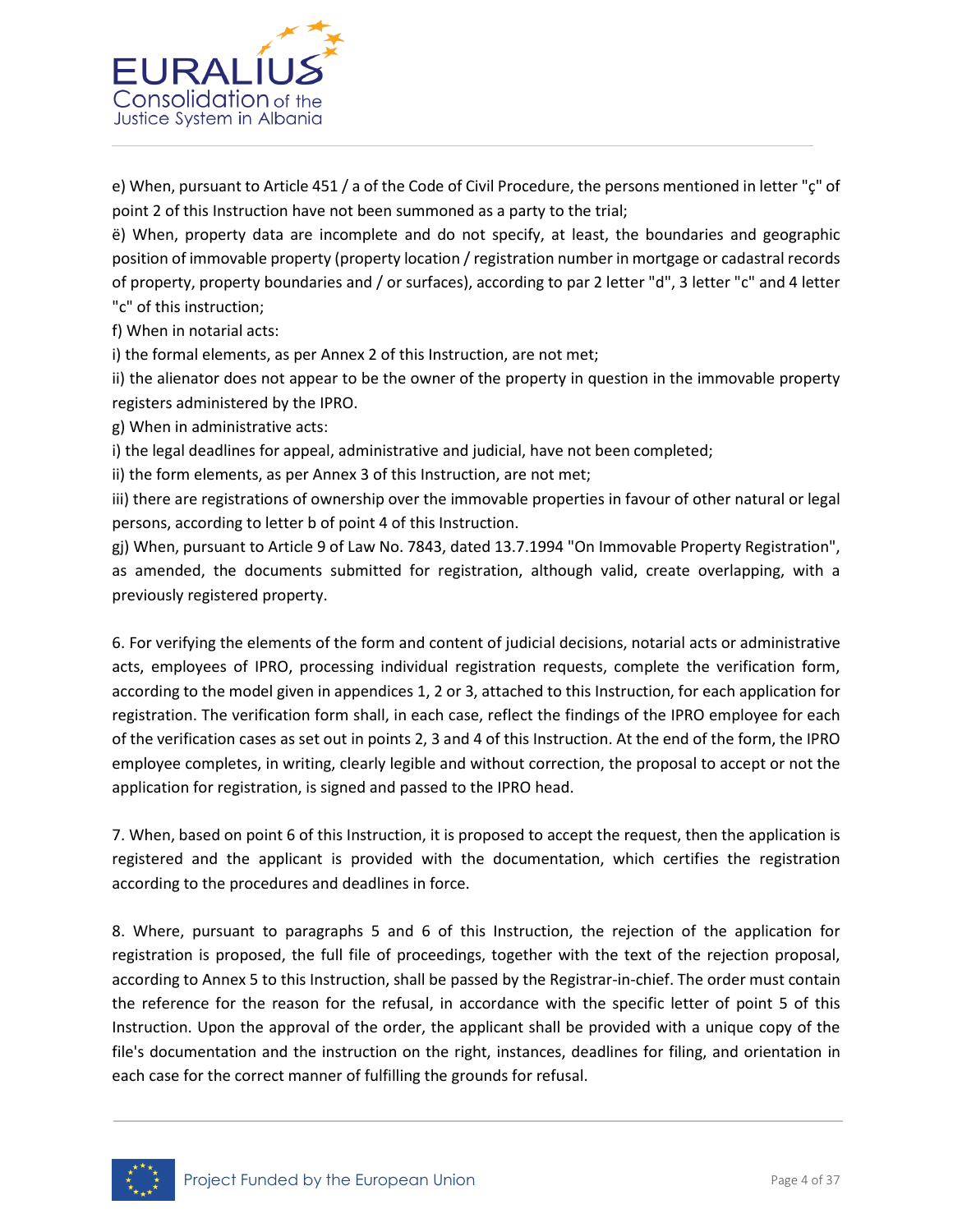e) When, pursuant to Article 451 / a of the Code of Civil Procedure, the persons mentioned in letter "ç" of point 2 of this Instruction have not been summoned as a party to the trial;

ë) When, property data are incomplete and do not specify, at least, the boundaries and geographic position of immovable property (property location / registration number in mortgage or cadastral records of property, property boundaries and / or surfaces), according to par 2 letter "d", 3 letter "c" and 4 letter "c" of this instruction;

f) When in notarial acts:

i) the formal elements, as per Annex 2 of this Instruction, are not met;

ii) the alienator does not appear to be the owner of the property in question in the immovable property registers administered by the IPRO.

g) When in administrative acts:

i) the legal deadlines for appeal, administrative and judicial, have not been completed;

ii) the form elements, as per Annex 3 of this Instruction, are not met;

iii) there are registrations of ownership over the immovable properties in favour of other natural or legal persons, according to letter b of point 4 of this Instruction.

gj) When, pursuant to Article 9 of Law No. 7843, dated 13.7.1994 "On Immovable Property Registration", as amended, the documents submitted for registration, although valid, create overlapping, with a previously registered property.

6. For verifying the elements of the form and content of judicial decisions, notarial acts or administrative acts, employees of IPRO, processing individual registration requests, complete the verification form, according to the model given in appendices 1, 2 or 3, attached to this Instruction, for each application for registration. The verification form shall, in each case, reflect the findings of the IPRO employee for each of the verification cases as set out in points 2, 3 and 4 of this Instruction. At the end of the form, the IPRO employee completes, in writing, clearly legible and without correction, the proposal to accept or not the application for registration, is signed and passed to the IPRO head.

7. When, based on point 6 of this Instruction, it is proposed to accept the request, then the application is registered and the applicant is provided with the documentation, which certifies the registration according to the procedures and deadlines in force.

8. Where, pursuant to paragraphs 5 and 6 of this Instruction, the rejection of the application for registration is proposed, the full file of proceedings, together with the text of the rejection proposal, according to Annex 5 to this Instruction, shall be passed by the Registrar-in-chief. The order must contain the reference for the reason for the refusal, in accordance with the specific letter of point 5 of this Instruction. Upon the approval of the order, the applicant shall be provided with a unique copy of the file's documentation and the instruction on the right, instances, deadlines for filing, and orientation in each case for the correct manner of fulfilling the grounds for refusal.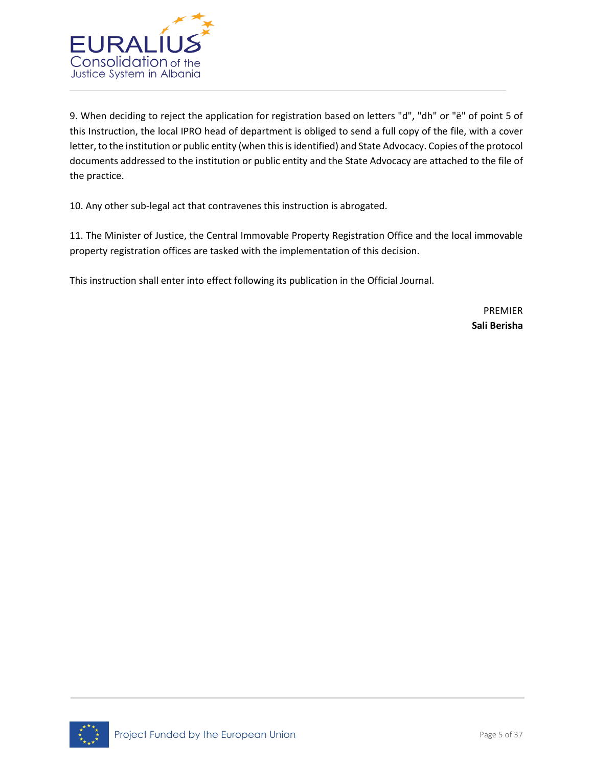9. When deciding to reject the application for registration based on letters "d", "dh" or "ë" of point 5 of this Instruction, the local IPRO head of department is obliged to send a full copy of the file, with a cover letter, to the institution or public entity (when this is identified) and State Advocacy. Copies of the protocol documents addressed to the institution or public entity and the State Advocacy are attached to the file of the practice.

10. Any other sub-legal act that contravenes this instruction is abrogated.

11. The Minister of Justice, the Central Immovable Property Registration Office and the local immovable property registration offices are tasked with the implementation of this decision.

This instruction shall enter into effect following its publication in the Official Journal.

PREMIER
**Sali Berisha**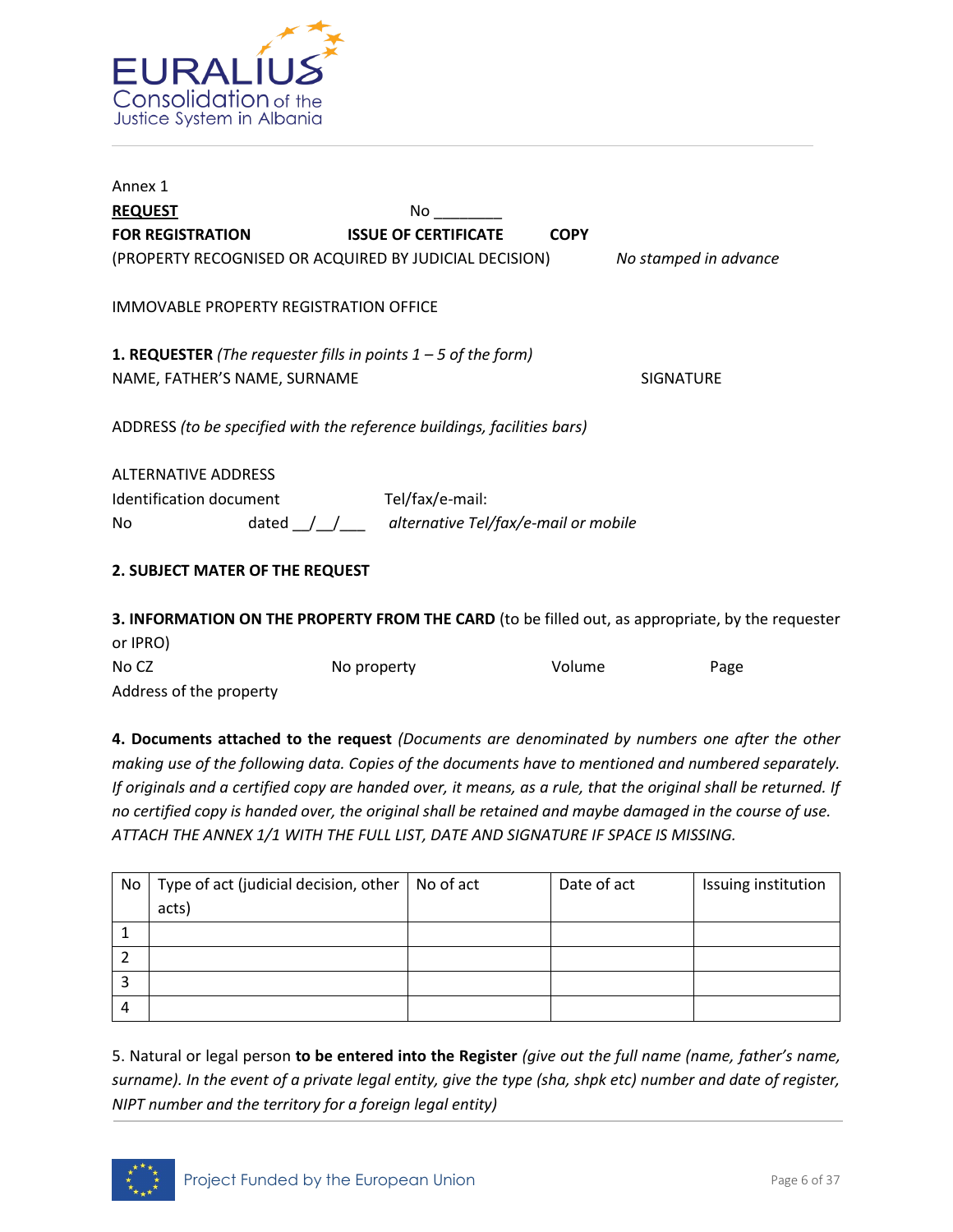Annex 1

**REQUEST** No ________

**FOR REGISTRATION** **ISSUE OF CERTIFICATE** **COPY**

(PROPERTY RECOGNISED OR ACQUIRED BY JUDICIAL DECISION) *No stamped in advance*

IMMOVABLE PROPERTY REGISTRATION OFFICE

**1. REQUESTER** *(The requester fills in points 1 – 5 of the form)*

NAME, FATHER'S NAME, SURNAME SIGNATURE

ADDRESS *(to be specified with the reference buildings, facilities bars)*

ALTERNATIVE ADDRESS

Identification document Tel/fax/e-mail:

No dated __/__/___ *alternative Tel/fax/e-mail or mobile*

**2. SUBJECT MATER OF THE REQUEST**

**3. INFORMATION ON THE PROPERTY FROM THE CARD** (to be filled out, as appropriate, by the requester or IPRO)

No CZ No property Volume Page

Address of the property

**4. Documents attached to the request** *(Documents are denominated by numbers one after the other making use of the following data. Copies of the documents have to mentioned and numbered separately. If originals and a certified copy are handed over, it means, as a rule, that the original shall be returned. If no certified copy is handed over, the original shall be retained and maybe damaged in the course of use. ATTACH THE ANNEX 1/1 WITH THE FULL LIST, DATE AND SIGNATURE IF SPACE IS MISSING.*

| No | Type of act (judicial decision, other acts) | No of act | Date of act | Issuing institution |
|---|---|---|---|---|
| 1 | | | | |
| 2 | | | | |
| 3 | | | | |
| 4 | | | | |

5. Natural or legal person **to be entered into the Register** *(give out the full name (name, father's name, surname). In the event of a private legal entity, give the type (sha, shpk etc) number and date of register, NIPT number and the territory for a foreign legal entity)*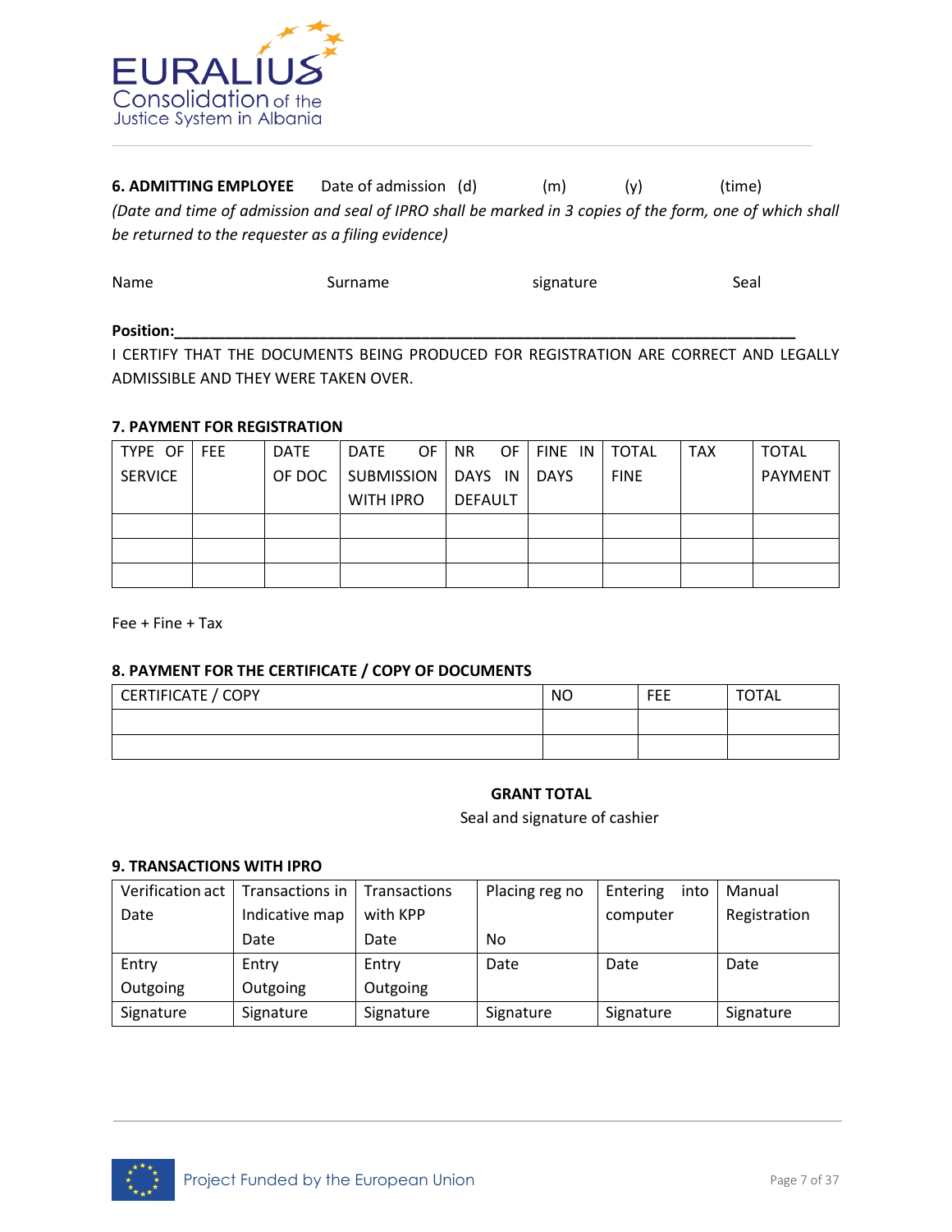**6. ADMITTING EMPLOYEE** Date of admission (d) (m) (y) (time)

*(Date and time of admission and seal of IPRO shall be marked in 3 copies of the form, one of which shall be returned to the requester as a filing evidence)*

Name Surname signature Seal

**Position:\_\_\_\_\_\_\_\_\_\_\_\_\_\_\_\_\_\_\_\_\_\_\_\_\_\_\_\_\_\_\_\_\_\_\_\_\_\_\_\_\_\_\_\_\_\_\_\_\_\_\_\_\_\_\_\_\_\_\_\_\_\_\_\_\_\_\_\_\_\_\_\_\_\_\_\_\_\_**

I CERTIFY THAT THE DOCUMENTS BEING PRODUCED FOR REGISTRATION ARE CORRECT AND LEGALLY ADMISSIBLE AND THEY WERE TAKEN OVER.

**7. PAYMENT FOR REGISTRATION**

| TYPE OF SERVICE | FEE | DATE OF DOC | DATE OF SUBMISSION WITH IPRO | NR OF DAYS IN DEFAULT | FINE IN DAYS | TOTAL FINE | TAX | TOTAL PAYMENT |
|---|---|---|---|---|---|---|---|---|
| | | | | | | | | |
| | | | | | | | | |
| | | | | | | | | |

Fee + Fine + Tax

**8. PAYMENT FOR THE CERTIFICATE / COPY OF DOCUMENTS**

| CERTIFICATE / COPY | NO | FEE | TOTAL |
|---|---|---|---|
| | | | |
| | | | |

**GRANT TOTAL**

Seal and signature of cashier

**9. TRANSACTIONS WITH IPRO**

| Verification act Date | Transactions in Indicative map Date | Transactions with KPP Date | Placing reg no No | Entering into computer | Manual Registration |
|---|---|---|---|---|---|
| Entry Outgoing | Entry Outgoing | Entry Outgoing | Date | Date | Date |
| Signature | Signature | Signature | Signature | Signature | Signature |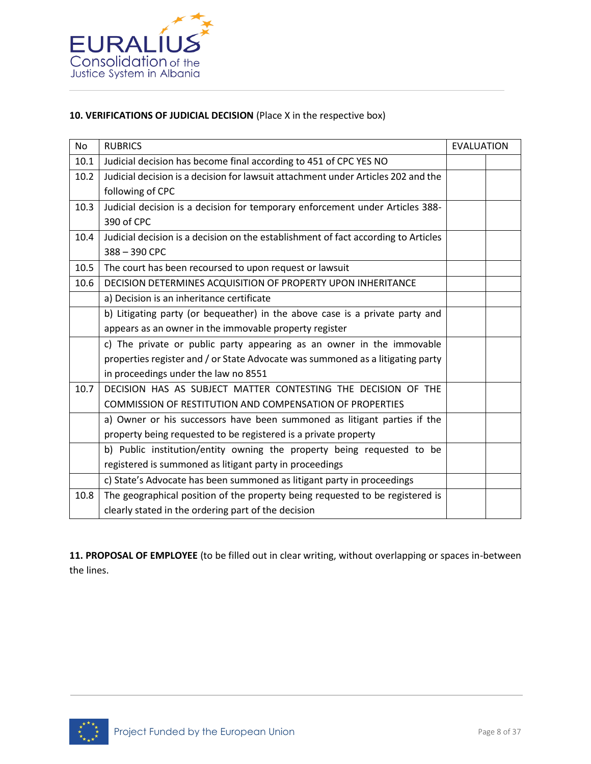**10. VERIFICATIONS OF JUDICIAL DECISION** (Place X in the respective box)

| No | RUBRICS | EVALUATION | |
|---|---|---|---|
| 10.1 | Judicial decision has become final according to 451 of CPC YES NO | | |
| 10.2 | Judicial decision is a decision for lawsuit attachment under Articles 202 and the following of CPC | | |
| 10.3 | Judicial decision is a decision for temporary enforcement under Articles 388-390 of CPC | | |
| 10.4 | Judicial decision is a decision on the establishment of fact according to Articles 388 – 390 CPC | | |
| 10.5 | The court has been recoursed to upon request or lawsuit | | |
| 10.6 | DECISION DETERMINES ACQUISITION OF PROPERTY UPON INHERITANCE | | |
| | a) Decision is an inheritance certificate | | |
| | b) Litigating party (or bequeather) in the above case is a private party and appears as an owner in the immovable property register | | |
| | c) The private or public party appearing as an owner in the immovable properties register and / or State Advocate was summoned as a litigating party in proceedings under the law no 8551 | | |
| 10.7 | DECISION HAS AS SUBJECT MATTER CONTESTING THE DECISION OF THE COMMISSION OF RESTITUTION AND COMPENSATION OF PROPERTIES | | |
| | a) Owner or his successors have been summoned as litigant parties if the property being requested to be registered is a private property | | |
| | b) Public institution/entity owning the property being requested to be registered is summoned as litigant party in proceedings | | |
| | c) State's Advocate has been summoned as litigant party in proceedings | | |
| 10.8 | The geographical position of the property being requested to be registered is clearly stated in the ordering part of the decision | | |

**11. PROPOSAL OF EMPLOYEE** (to be filled out in clear writing, without overlapping or spaces in-between the lines.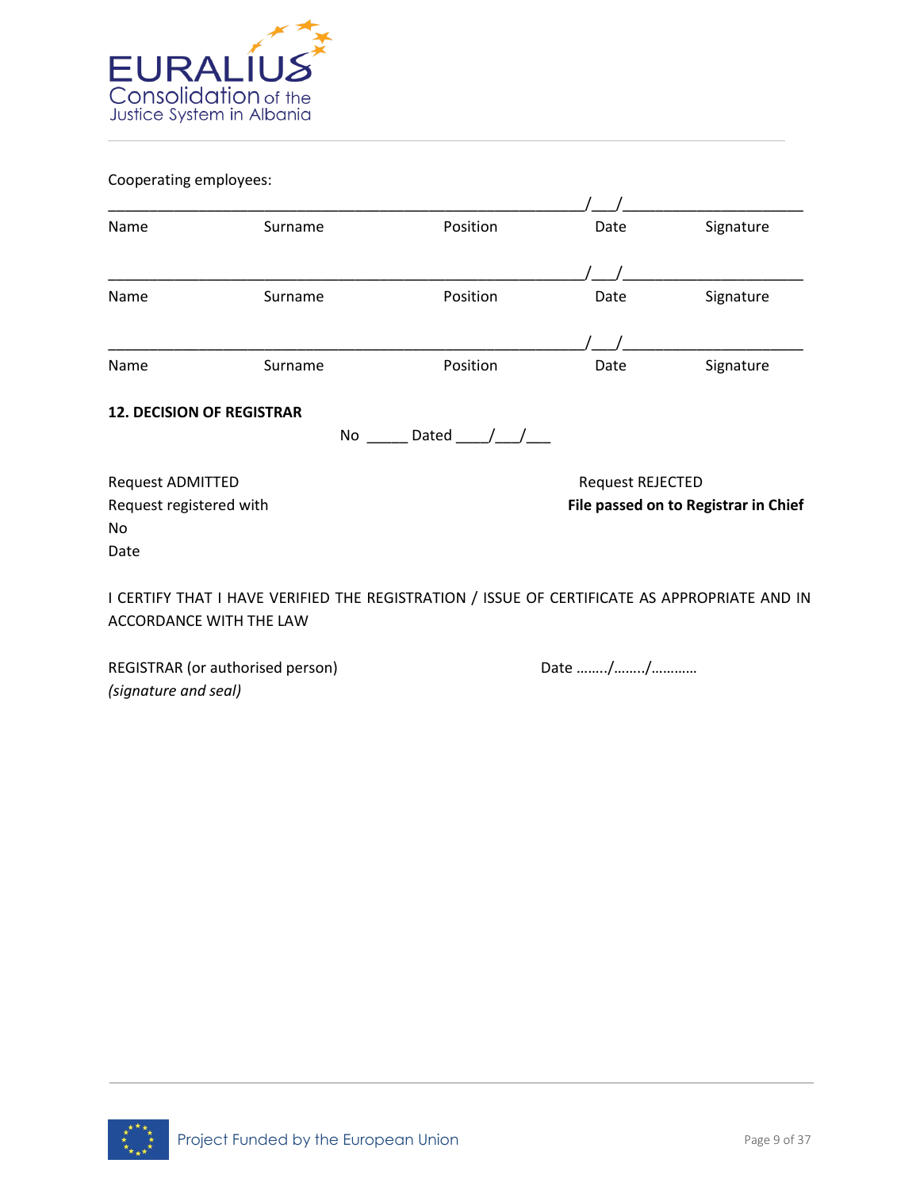Cooperating employees:

_______________________________________________________/___/______________________

| Name | Surname | Position | Date | Signature |
|---|---|---|---|---|

_______________________________________________________/___/______________________

| Name | Surname | Position | Date | Signature |
|---|---|---|---|---|

_______________________________________________________/___/______________________

| Name | Surname | Position | Date | Signature |
|---|---|---|---|---|

**12. DECISION OF REGISTRAR**

No _____ Dated ____/___/___

Request ADMITTED

Request registered with

No

Date

Request REJECTED

**File passed on to Registrar in Chief**

I CERTIFY THAT I HAVE VERIFIED THE REGISTRATION / ISSUE OF CERTIFICATE AS APPROPRIATE AND IN ACCORDANCE WITH THE LAW

REGISTRAR (or authorised person)

*(signature and seal)*

Date ……../……../…………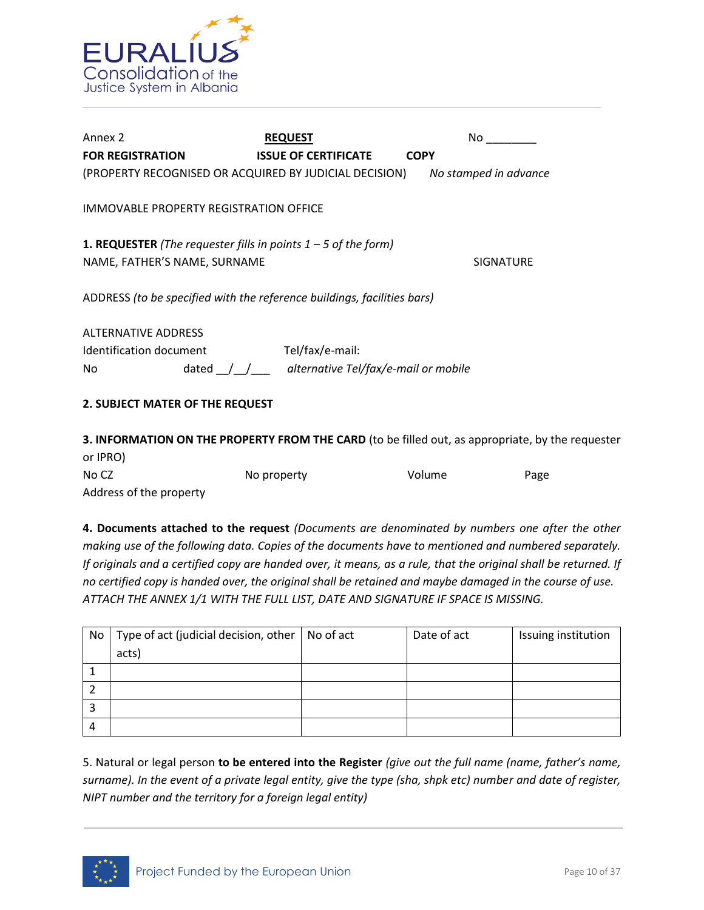Annex 2 **REQUEST** No ________

**FOR REGISTRATION** **ISSUE OF CERTIFICATE** **COPY**

(PROPERTY RECOGNISED OR ACQUIRED BY JUDICIAL DECISION) *No stamped in advance*

IMMOVABLE PROPERTY REGISTRATION OFFICE

**1. REQUESTER** *(The requester fills in points 1 – 5 of the form)*

NAME, FATHER'S NAME, SURNAME SIGNATURE

ADDRESS *(to be specified with the reference buildings, facilities bars)*

ALTERNATIVE ADDRESS

Identification document Tel/fax/e-mail:

No dated __/__/___ *alternative Tel/fax/e-mail or mobile*

**2. SUBJECT MATER OF THE REQUEST**

**3. INFORMATION ON THE PROPERTY FROM THE CARD** (to be filled out, as appropriate, by the requester or IPRO)

No CZ No property Volume Page

Address of the property

**4. Documents attached to the request** *(Documents are denominated by numbers one after the other making use of the following data. Copies of the documents have to mentioned and numbered separately. If originals and a certified copy are handed over, it means, as a rule, that the original shall be returned. If no certified copy is handed over, the original shall be retained and maybe damaged in the course of use. ATTACH THE ANNEX 1/1 WITH THE FULL LIST, DATE AND SIGNATURE IF SPACE IS MISSING.*

| No | Type of act (judicial decision, other acts) | No of act | Date of act | Issuing institution |
|---|---|---|---|---|
| 1 | | | | |
| 2 | | | | |
| 3 | | | | |
| 4 | | | | |

5. Natural or legal person **to be entered into the Register** *(give out the full name (name, father's name, surname). In the event of a private legal entity, give the type (sha, shpk etc) number and date of register, NIPT number and the territory for a foreign legal entity)*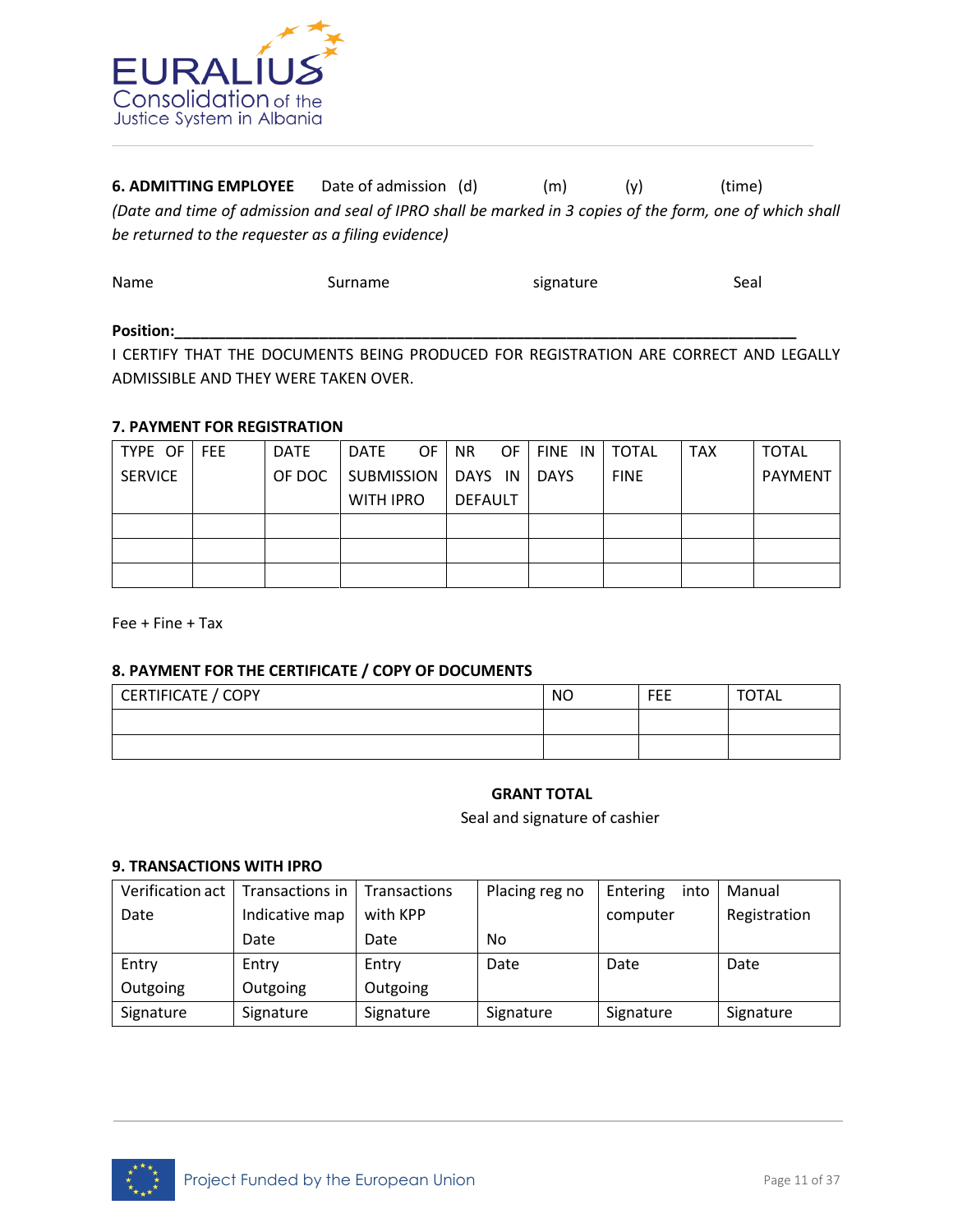**6. ADMITTING EMPLOYEE** Date of admission (d) (m) (y) (time)

*(Date and time of admission and seal of IPRO shall be marked in 3 copies of the form, one of which shall be returned to the requester as a filing evidence)*

Name Surname signature Seal

**Position:**_______________________________________________________________

I CERTIFY THAT THE DOCUMENTS BEING PRODUCED FOR REGISTRATION ARE CORRECT AND LEGALLY ADMISSIBLE AND THEY WERE TAKEN OVER.

**7. PAYMENT FOR REGISTRATION**

| TYPE OF SERVICE | FEE | DATE OF DOC | DATE OF SUBMISSION WITH IPRO | NR OF DAYS IN DEFAULT | FINE IN DAYS | TOTAL FINE | TAX | TOTAL PAYMENT |
|---|---|---|---|---|---|---|---|---|
| | | | | | | | | |
| | | | | | | | | |
| | | | | | | | | |

Fee + Fine + Tax

**8. PAYMENT FOR THE CERTIFICATE / COPY OF DOCUMENTS**

| CERTIFICATE / COPY | NO | FEE | TOTAL |
|---|---|---|---|
| | | | |
| | | | |

**GRANT TOTAL**

Seal and signature of cashier

**9. TRANSACTIONS WITH IPRO**

| Verification act Date | Transactions in Indicative map Date | Transactions with KPP Date | Placing reg no No | Entering into computer | Manual Registration |
|---|---|---|---|---|---|
| Entry Outgoing | Entry Outgoing | Entry Outgoing | Date | Date | Date |
| Signature | Signature | Signature | Signature | Signature | Signature |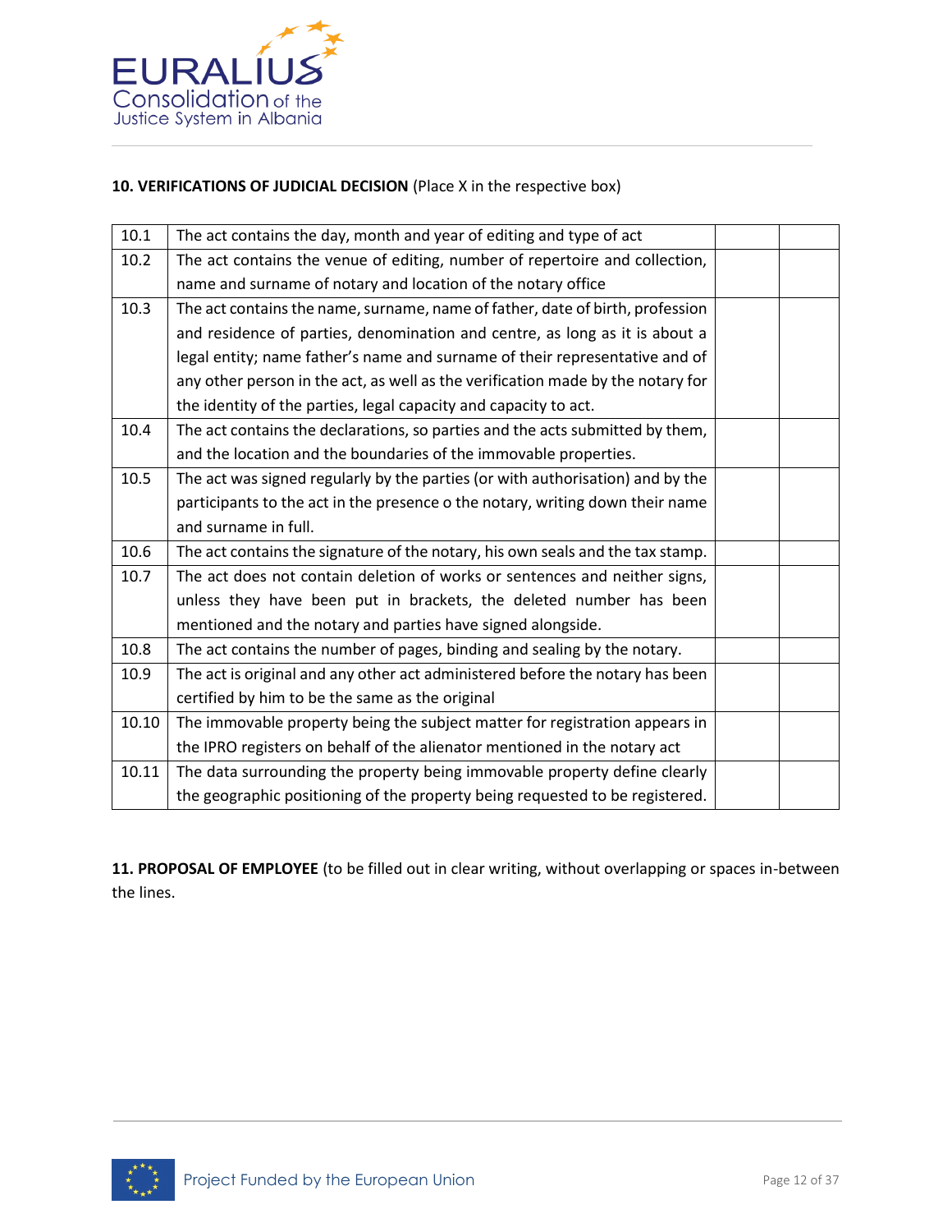**10. VERIFICATIONS OF JUDICIAL DECISION** (Place X in the respective box)

| | | | |
|---|---|---|---|
| 10.1 | The act contains the day, month and year of editing and type of act | | |
| 10.2 | The act contains the venue of editing, number of repertoire and collection, name and surname of notary and location of the notary office | | |
| 10.3 | The act contains the name, surname, name of father, date of birth, profession and residence of parties, denomination and centre, as long as it is about a legal entity; name father's name and surname of their representative and of any other person in the act, as well as the verification made by the notary for the identity of the parties, legal capacity and capacity to act. | | |
| 10.4 | The act contains the declarations, so parties and the acts submitted by them, and the location and the boundaries of the immovable properties. | | |
| 10.5 | The act was signed regularly by the parties (or with authorisation) and by the participants to the act in the presence o the notary, writing down their name and surname in full. | | |
| 10.6 | The act contains the signature of the notary, his own seals and the tax stamp. | | |
| 10.7 | The act does not contain deletion of works or sentences and neither signs, unless they have been put in brackets, the deleted number has been mentioned and the notary and parties have signed alongside. | | |
| 10.8 | The act contains the number of pages, binding and sealing by the notary. | | |
| 10.9 | The act is original and any other act administered before the notary has been certified by him to be the same as the original | | |
| 10.10 | The immovable property being the subject matter for registration appears in the IPRO registers on behalf of the alienator mentioned in the notary act | | |
| 10.11 | The data surrounding the property being immovable property define clearly the geographic positioning of the property being requested to be registered. | | |

**11. PROPOSAL OF EMPLOYEE** (to be filled out in clear writing, without overlapping or spaces in-between the lines.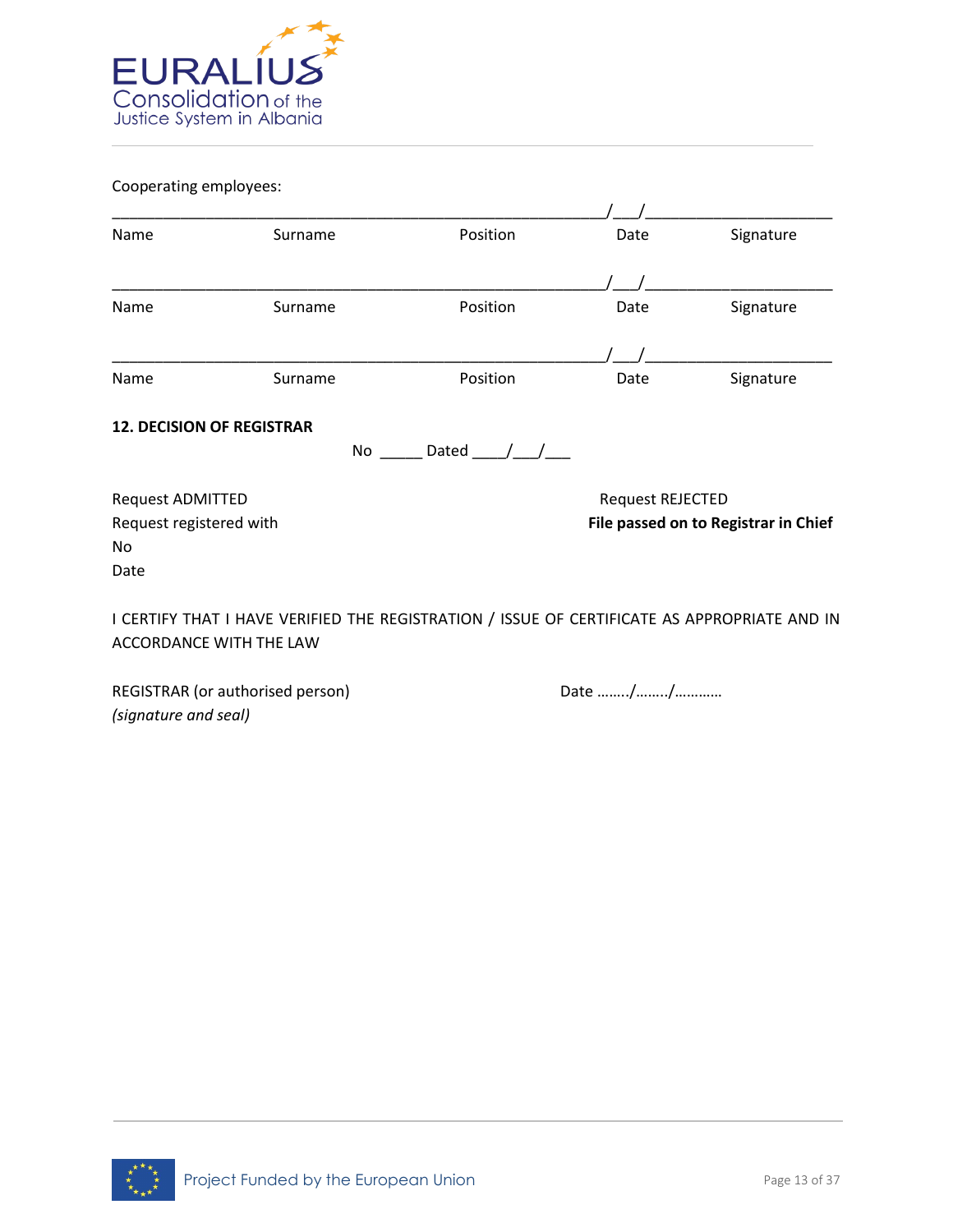Cooperating employees:

_________________________________________________________/___/______________________

Name Surname Position Date Signature

_________________________________________________________/___/______________________

Name Surname Position Date Signature

_________________________________________________________/___/______________________

Name Surname Position Date Signature

**12. DECISION OF REGISTRAR**

No _____ Dated ____/___/___

Request ADMITTED

Request registered with

No

Date

Request REJECTED

**File passed on to Registrar in Chief**

I CERTIFY THAT I HAVE VERIFIED THE REGISTRATION / ISSUE OF CERTIFICATE AS APPROPRIATE AND IN ACCORDANCE WITH THE LAW

REGISTRAR (or authorised person)

*(signature and seal)*

Date ……../……../…………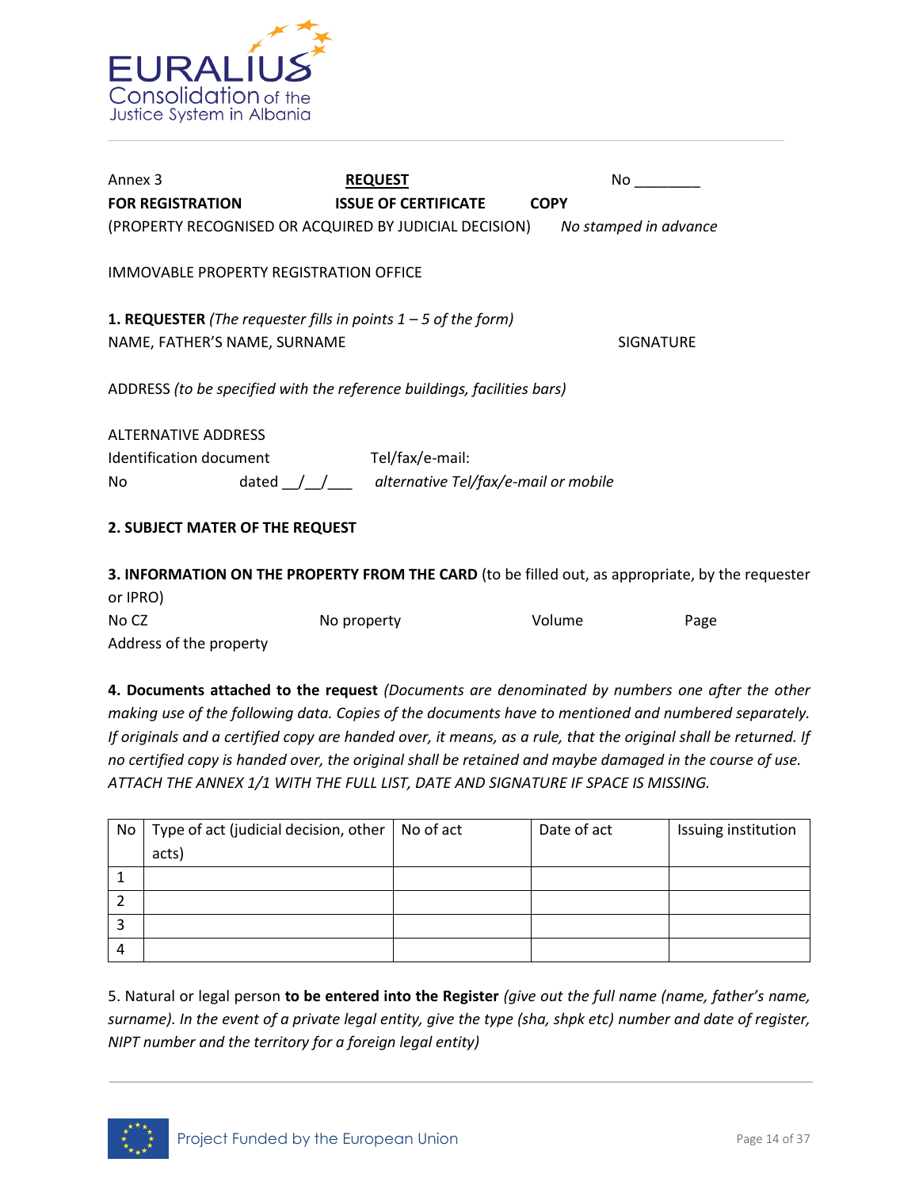Annex 3 **REQUEST** No ________

**FOR REGISTRATION** **ISSUE OF CERTIFICATE** **COPY**

(PROPERTY RECOGNISED OR ACQUIRED BY JUDICIAL DECISION) *No stamped in advance*

IMMOVABLE PROPERTY REGISTRATION OFFICE

**1. REQUESTER** *(The requester fills in points 1 – 5 of the form)*

NAME, FATHER'S NAME, SURNAME SIGNATURE

ADDRESS *(to be specified with the reference buildings, facilities bars)*

ALTERNATIVE ADDRESS

Identification document Tel/fax/e-mail:

No dated __/__/___ *alternative Tel/fax/e-mail or mobile*

**2. SUBJECT MATER OF THE REQUEST**

**3. INFORMATION ON THE PROPERTY FROM THE CARD** (to be filled out, as appropriate, by the requester or IPRO)

No CZ No property Volume Page

Address of the property

**4. Documents attached to the request** *(Documents are denominated by numbers one after the other making use of the following data. Copies of the documents have to mentioned and numbered separately. If originals and a certified copy are handed over, it means, as a rule, that the original shall be returned. If no certified copy is handed over, the original shall be retained and maybe damaged in the course of use. ATTACH THE ANNEX 1/1 WITH THE FULL LIST, DATE AND SIGNATURE IF SPACE IS MISSING.*

| No | Type of act (judicial decision, other acts) | No of act | Date of act | Issuing institution |
|---|---|---|---|---|
| 1 | | | | |
| 2 | | | | |
| 3 | | | | |
| 4 | | | | |

5. Natural or legal person **to be entered into the Register** *(give out the full name (name, father's name, surname). In the event of a private legal entity, give the type (sha, shpk etc) number and date of register, NIPT number and the territory for a foreign legal entity)*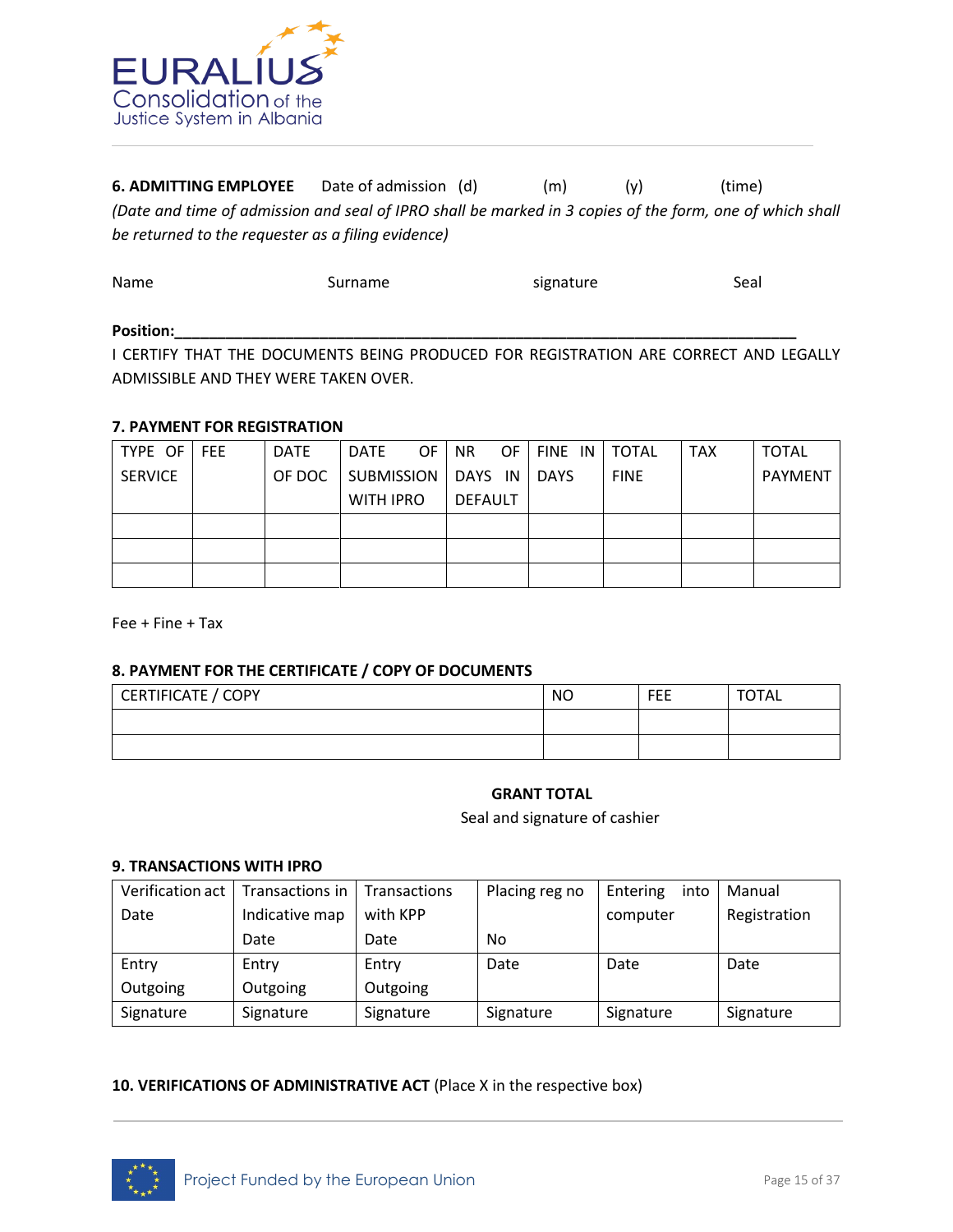**6. ADMITTING EMPLOYEE** Date of admission (d) (m) (y) (time)

*(Date and time of admission and seal of IPRO shall be marked in 3 copies of the form, one of which shall be returned to the requester as a filing evidence)*

Name Surname signature Seal

**Position:\_\_\_\_\_\_\_\_\_\_\_\_\_\_\_\_\_\_\_\_\_\_\_\_\_\_\_\_\_\_\_\_\_\_\_\_\_\_\_\_\_\_\_\_\_\_\_\_\_\_\_\_\_\_\_\_\_\_\_\_\_\_\_\_\_\_\_\_\_\_\_\_\_\_\_\_**

I CERTIFY THAT THE DOCUMENTS BEING PRODUCED FOR REGISTRATION ARE CORRECT AND LEGALLY ADMISSIBLE AND THEY WERE TAKEN OVER.

**7. PAYMENT FOR REGISTRATION**

| TYPE OF SERVICE | FEE | DATE OF DOC | DATE OF SUBMISSION WITH IPRO | NR OF DAYS IN DEFAULT | FINE IN DAYS | TOTAL FINE | TAX | TOTAL PAYMENT |
|---|---|---|---|---|---|---|---|---|
| | | | | | | | | |
| | | | | | | | | |
| | | | | | | | | |

Fee + Fine + Tax

**8. PAYMENT FOR THE CERTIFICATE / COPY OF DOCUMENTS**

| CERTIFICATE / COPY | NO | FEE | TOTAL |
|---|---|---|---|
| | | | |
| | | | |

**GRANT TOTAL**

Seal and signature of cashier

**9. TRANSACTIONS WITH IPRO**

| Verification act Date | Transactions in Indicative map Date | Transactions with KPP Date | Placing reg no No | Entering into computer | Manual Registration |
|---|---|---|---|---|---|
| Entry Outgoing | Entry Outgoing | Entry Outgoing | Date | Date | Date |
| Signature | Signature | Signature | Signature | Signature | Signature |

**10. VERIFICATIONS OF ADMINISTRATIVE ACT** (Place X in the respective box)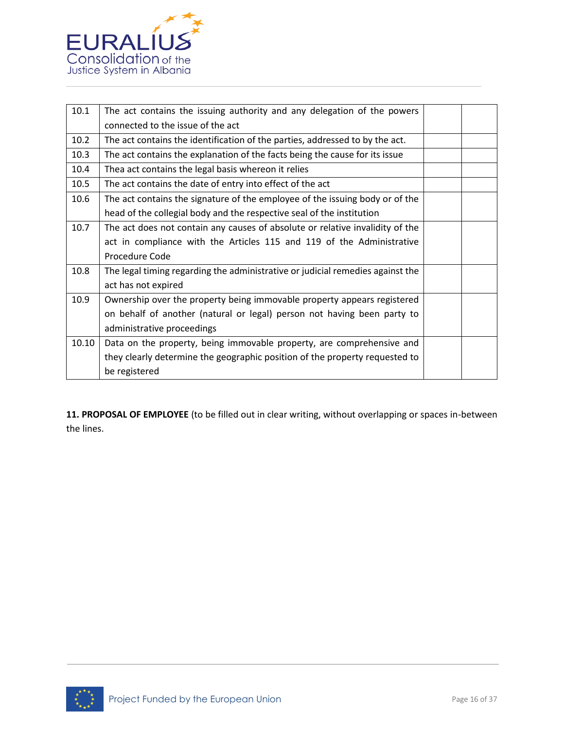| | | | |
|---|---|---|---|
| 10.1 | The act contains the issuing authority and any delegation of the powers connected to the issue of the act | | |
| 10.2 | The act contains the identification of the parties, addressed to by the act. | | |
| 10.3 | The act contains the explanation of the facts being the cause for its issue | | |
| 10.4 | Thea act contains the legal basis whereon it relies | | |
| 10.5 | The act contains the date of entry into effect of the act | | |
| 10.6 | The act contains the signature of the employee of the issuing body or of the head of the collegial body and the respective seal of the institution | | |
| 10.7 | The act does not contain any causes of absolute or relative invalidity of the act in compliance with the Articles 115 and 119 of the Administrative Procedure Code | | |
| 10.8 | The legal timing regarding the administrative or judicial remedies against the act has not expired | | |
| 10.9 | Ownership over the property being immovable property appears registered on behalf of another (natural or legal) person not having been party to administrative proceedings | | |
| 10.10 | Data on the property, being immovable property, are comprehensive and they clearly determine the geographic position of the property requested to be registered | | |

**11. PROPOSAL OF EMPLOYEE** (to be filled out in clear writing, without overlapping or spaces in-between the lines.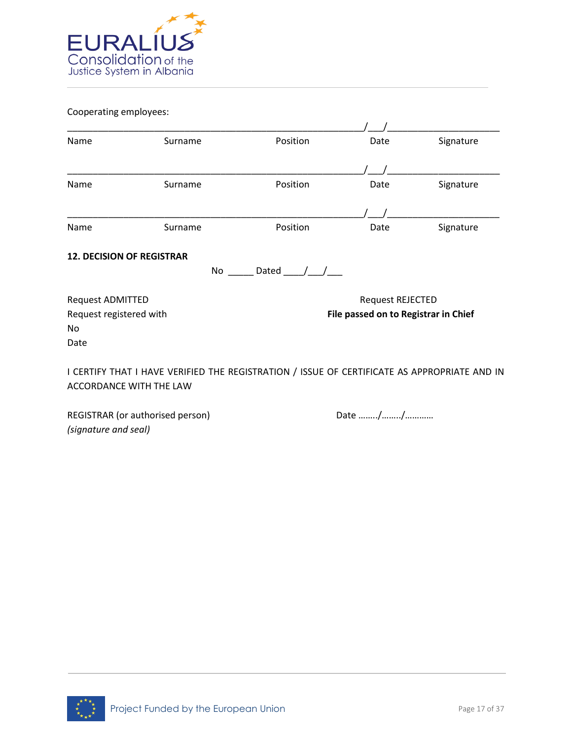Cooperating employees:

_____________________________________________________/___/______________________

| Name | Surname | Position | Date | Signature |
|---|---|---|---|---|

_____________________________________________________/___/______________________

| Name | Surname | Position | Date | Signature |
|---|---|---|---|---|

_____________________________________________________/___/______________________

| Name | Surname | Position | Date | Signature |
|---|---|---|---|---|

**12. DECISION OF REGISTRAR**

No _____ Dated ____/___/___

| | |
|---|---|
| Request ADMITTED | Request REJECTED |
| Request registered with | **File passed on to Registrar in Chief** |
| No | |
| Date | |

I CERTIFY THAT I HAVE VERIFIED THE REGISTRATION / ISSUE OF CERTIFICATE AS APPROPRIATE AND IN ACCORDANCE WITH THE LAW

REGISTRAR (or authorised person)
*(signature and seal)*

Date ……../……../…………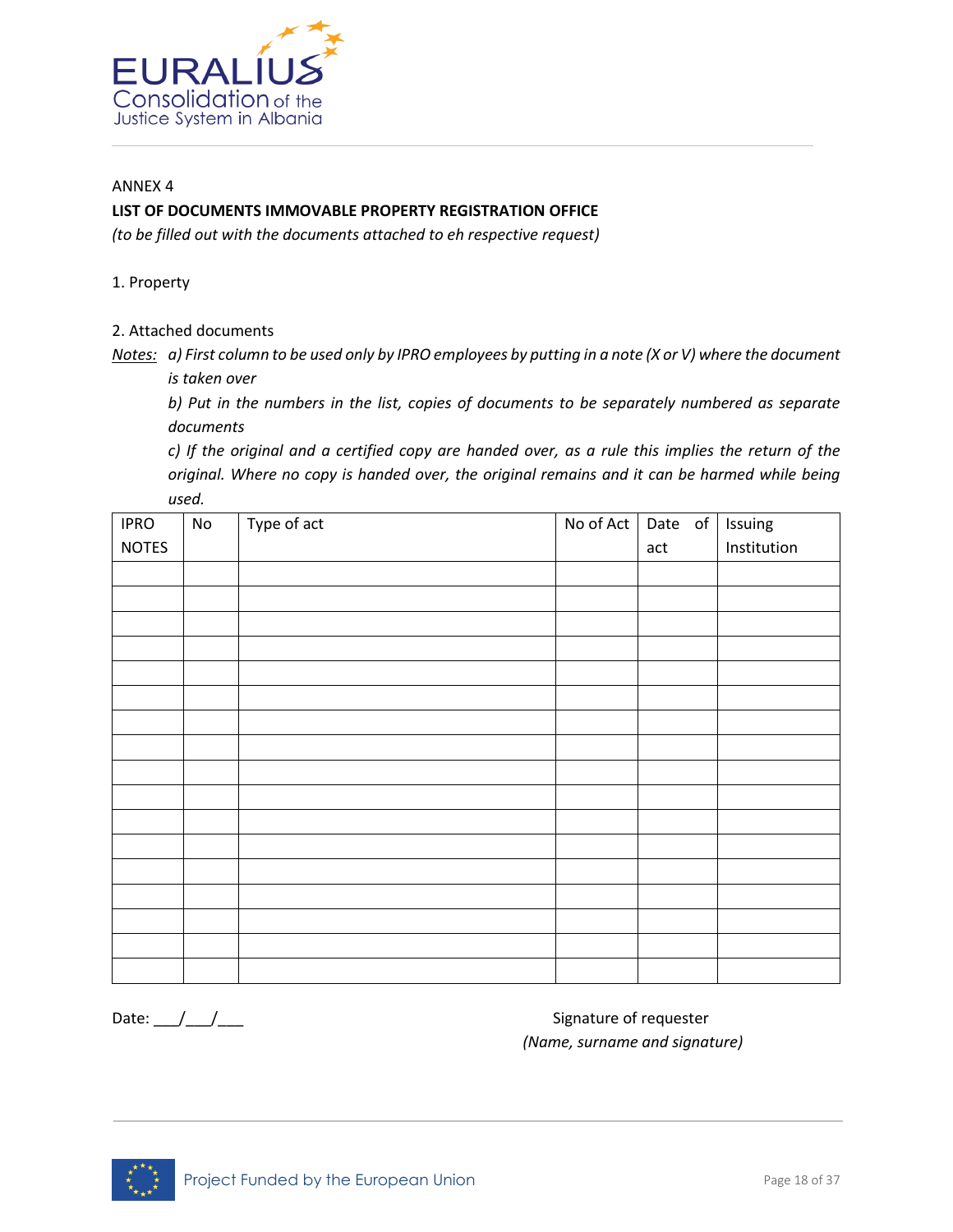ANNEX 4

**LIST OF DOCUMENTS IMMOVABLE PROPERTY REGISTRATION OFFICE**

*(to be filled out with the documents attached to eh respective request)*

1. Property

2. Attached documents

*Notes:* *a) First column to be used only by IPRO employees by putting in a note (X or V) where the document is taken over*

*b) Put in the numbers in the list, copies of documents to be separately numbered as separate documents*

*c) If the original and a certified copy are handed over, as a rule this implies the return of the original. Where no copy is handed over, the original remains and it can be harmed while being used.*

| IPRO NOTES | No | Type of act | No of Act | Date of act | Issuing Institution |
|---|---|---|---|---|---|
| | | | | | |
| | | | | | |
| | | | | | |
| | | | | | |
| | | | | | |
| | | | | | |
| | | | | | |
| | | | | | |
| | | | | | |
| | | | | | |
| | | | | | |
| | | | | | |
| | | | | | |
| | | | | | |
| | | | | | |
| | | | | | |
| | | | | | |

Date: \_\_\_/\_\_\_/\_\_\_

Signature of requester
*(Name, surname and signature)*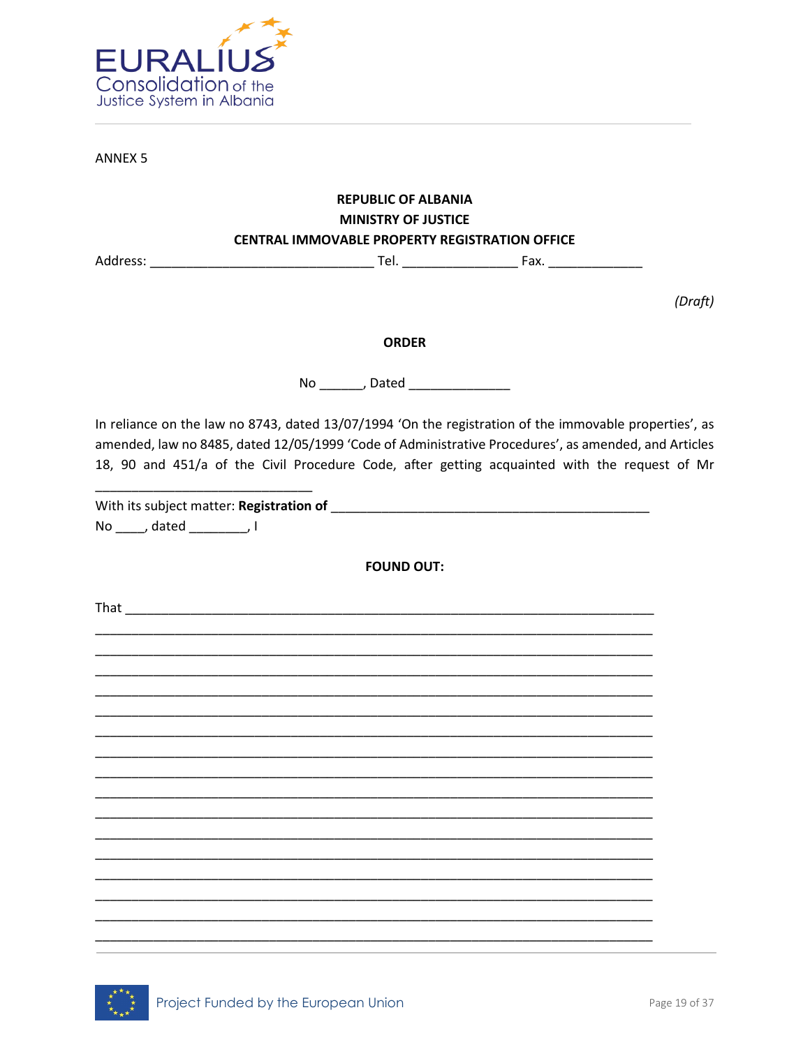ANNEX 5

**REPUBLIC OF ALBANIA**
**MINISTRY OF JUSTICE**
**CENTRAL IMMOVABLE PROPERTY REGISTRATION OFFICE**

Address: ________________________________ Tel. ________________ Fax. _____________

*(Draft)*

**ORDER**

No ______, Dated ______________

In reliance on the law no 8743, dated 13/07/1994 'On the registration of the immovable properties', as amended, law no 8485, dated 12/05/1999 'Code of Administrative Procedures', as amended, and Articles 18, 90 and 451/a of the Civil Procedure Code, after getting acquainted with the request of Mr _______________________________

With its subject matter: **Registration of** ______________________________________________
No ____, dated ________, I

**FOUND OUT:**

That _____________________________________________________________________________
_________________________________________________________________________________
_________________________________________________________________________________
_________________________________________________________________________________
_________________________________________________________________________________
_________________________________________________________________________________
_________________________________________________________________________________
_________________________________________________________________________________
_________________________________________________________________________________
_________________________________________________________________________________
_________________________________________________________________________________
_________________________________________________________________________________
_________________________________________________________________________________
_________________________________________________________________________________
_________________________________________________________________________________
_________________________________________________________________________________
_________________________________________________________________________________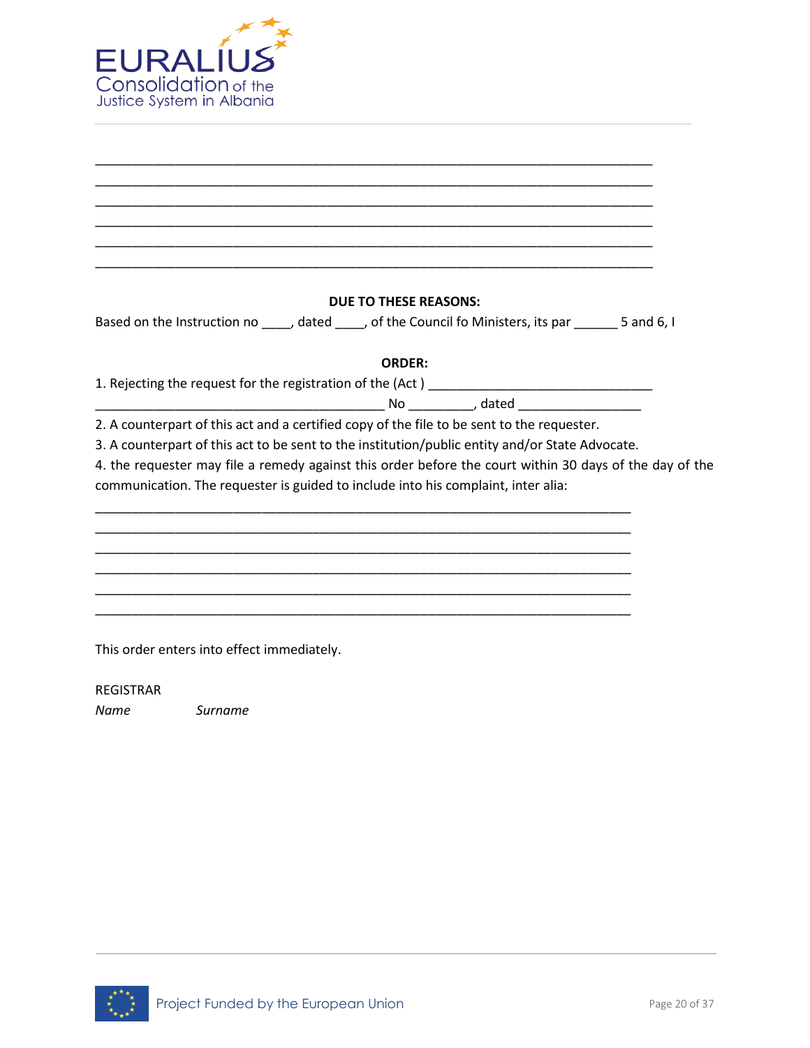______________________________________________________________________________
______________________________________________________________________________
______________________________________________________________________________
______________________________________________________________________________
______________________________________________________________________________
______________________________________________________________________________

**DUE TO THESE REASONS:**

Based on the Instruction no ____, dated ____, of the Council fo Ministers, its par ______ 5 and 6, I

**ORDER:**

1. Rejecting the request for the registration of the (Act ) ________________________________ _________________________________________ No _________, dated _________________
2. A counterpart of this act and a certified copy of the file to be sent to the requester.
3. A counterpart of this act to be sent to the institution/public entity and/or State Advocate.
4. the requester may file a remedy against this order before the court within 30 days of the day of the communication. The requester is guided to include into his complaint, inter alia:

___________________________________________________________________________
___________________________________________________________________________
___________________________________________________________________________
___________________________________________________________________________
___________________________________________________________________________
___________________________________________________________________________

This order enters into effect immediately.

REGISTRAR

*Name* *Surname*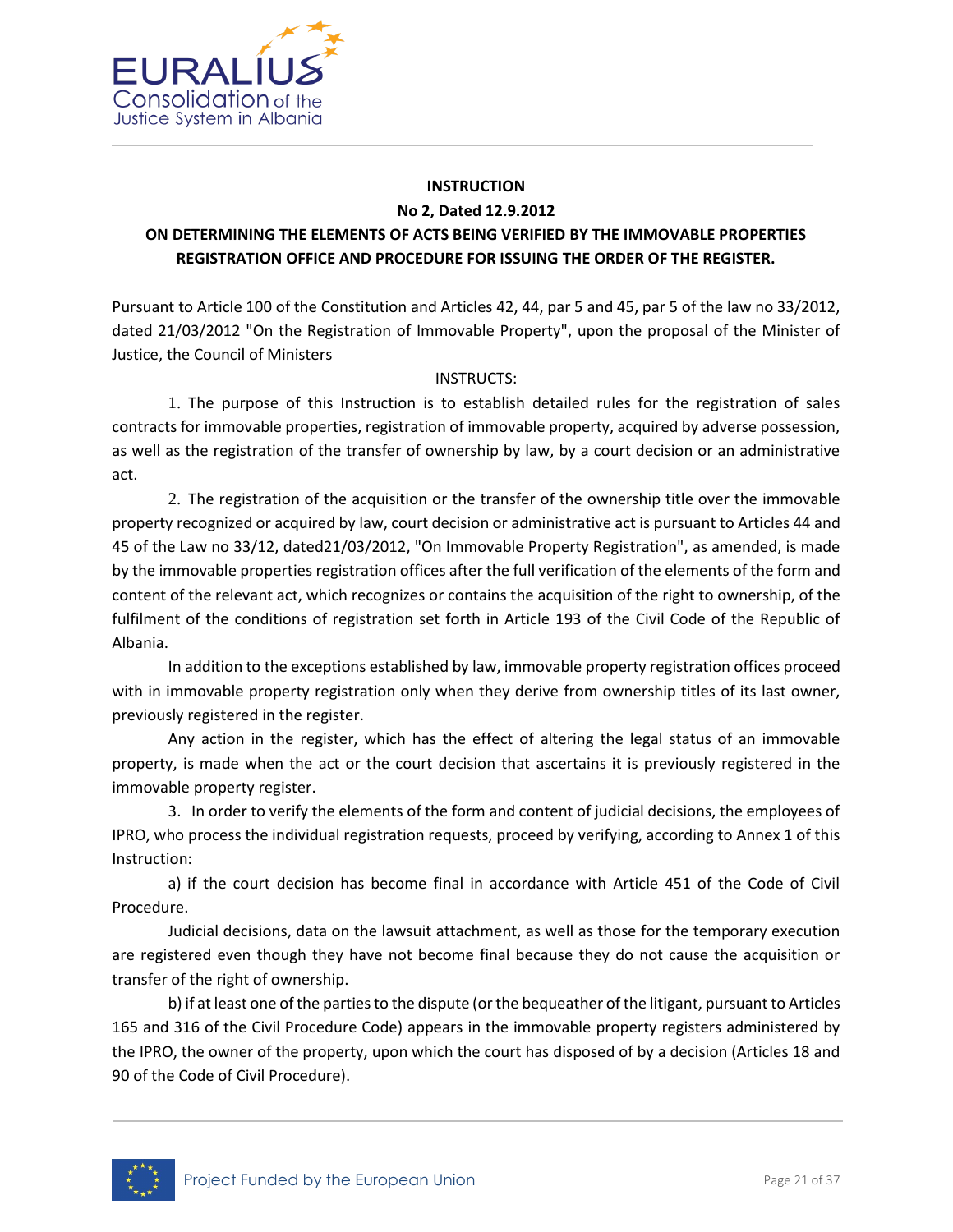**INSTRUCTION**

**No 2, Dated 12.9.2012**

**ON DETERMINING THE ELEMENTS OF ACTS BEING VERIFIED BY THE IMMOVABLE PROPERTIES REGISTRATION OFFICE AND PROCEDURE FOR ISSUING THE ORDER OF THE REGISTER.**

Pursuant to Article 100 of the Constitution and Articles 42, 44, par 5 and 45, par 5 of the law no 33/2012, dated 21/03/2012 "On the Registration of Immovable Property", upon the proposal of the Minister of Justice, the Council of Ministers

INSTRUCTS:

1. The purpose of this Instruction is to establish detailed rules for the registration of sales contracts for immovable properties, registration of immovable property, acquired by adverse possession, as well as the registration of the transfer of ownership by law, by a court decision or an administrative act.

2. The registration of the acquisition or the transfer of the ownership title over the immovable property recognized or acquired by law, court decision or administrative act is pursuant to Articles 44 and 45 of the Law no 33/12, dated21/03/2012, "On Immovable Property Registration", as amended, is made by the immovable properties registration offices after the full verification of the elements of the form and content of the relevant act, which recognizes or contains the acquisition of the right to ownership, of the fulfilment of the conditions of registration set forth in Article 193 of the Civil Code of the Republic of Albania.

In addition to the exceptions established by law, immovable property registration offices proceed with in immovable property registration only when they derive from ownership titles of its last owner, previously registered in the register.

Any action in the register, which has the effect of altering the legal status of an immovable property, is made when the act or the court decision that ascertains it is previously registered in the immovable property register.

3. In order to verify the elements of the form and content of judicial decisions, the employees of IPRO, who process the individual registration requests, proceed by verifying, according to Annex 1 of this Instruction:

a) if the court decision has become final in accordance with Article 451 of the Code of Civil Procedure.

Judicial decisions, data on the lawsuit attachment, as well as those for the temporary execution are registered even though they have not become final because they do not cause the acquisition or transfer of the right of ownership.

b) if at least one of the parties to the dispute (or the bequeather of the litigant, pursuant to Articles 165 and 316 of the Civil Procedure Code) appears in the immovable property registers administered by the IPRO, the owner of the property, upon which the court has disposed of by a decision (Articles 18 and 90 of the Code of Civil Procedure).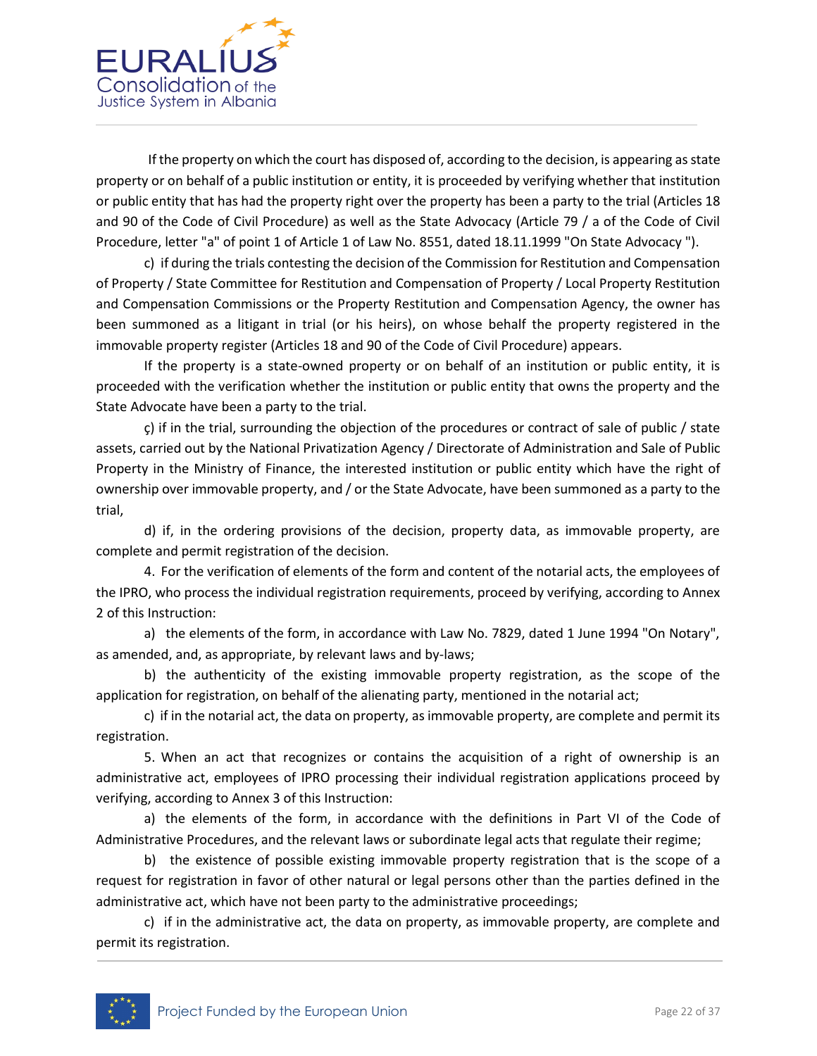If the property on which the court has disposed of, according to the decision, is appearing as state property or on behalf of a public institution or entity, it is proceeded by verifying whether that institution or public entity that has had the property right over the property has been a party to the trial (Articles 18 and 90 of the Code of Civil Procedure) as well as the State Advocacy (Article 79 / a of the Code of Civil Procedure, letter "a" of point 1 of Article 1 of Law No. 8551, dated 18.11.1999 "On State Advocacy ").

c) if during the trials contesting the decision of the Commission for Restitution and Compensation of Property / State Committee for Restitution and Compensation of Property / Local Property Restitution and Compensation Commissions or the Property Restitution and Compensation Agency, the owner has been summoned as a litigant in trial (or his heirs), on whose behalf the property registered in the immovable property register (Articles 18 and 90 of the Code of Civil Procedure) appears.

If the property is a state-owned property or on behalf of an institution or public entity, it is proceeded with the verification whether the institution or public entity that owns the property and the State Advocate have been a party to the trial.

ç) if in the trial, surrounding the objection of the procedures or contract of sale of public / state assets, carried out by the National Privatization Agency / Directorate of Administration and Sale of Public Property in the Ministry of Finance, the interested institution or public entity which have the right of ownership over immovable property, and / or the State Advocate, have been summoned as a party to the trial,

d) if, in the ordering provisions of the decision, property data, as immovable property, are complete and permit registration of the decision.

4. For the verification of elements of the form and content of the notarial acts, the employees of the IPRO, who process the individual registration requirements, proceed by verifying, according to Annex 2 of this Instruction:

a) the elements of the form, in accordance with Law No. 7829, dated 1 June 1994 "On Notary", as amended, and, as appropriate, by relevant laws and by-laws;

b) the authenticity of the existing immovable property registration, as the scope of the application for registration, on behalf of the alienating party, mentioned in the notarial act;

c) if in the notarial act, the data on property, as immovable property, are complete and permit its registration.

5. When an act that recognizes or contains the acquisition of a right of ownership is an administrative act, employees of IPRO processing their individual registration applications proceed by verifying, according to Annex 3 of this Instruction:

a) the elements of the form, in accordance with the definitions in Part VI of the Code of Administrative Procedures, and the relevant laws or subordinate legal acts that regulate their regime;

b) the existence of possible existing immovable property registration that is the scope of a request for registration in favor of other natural or legal persons other than the parties defined in the administrative act, which have not been party to the administrative proceedings;

c) if in the administrative act, the data on property, as immovable property, are complete and permit its registration.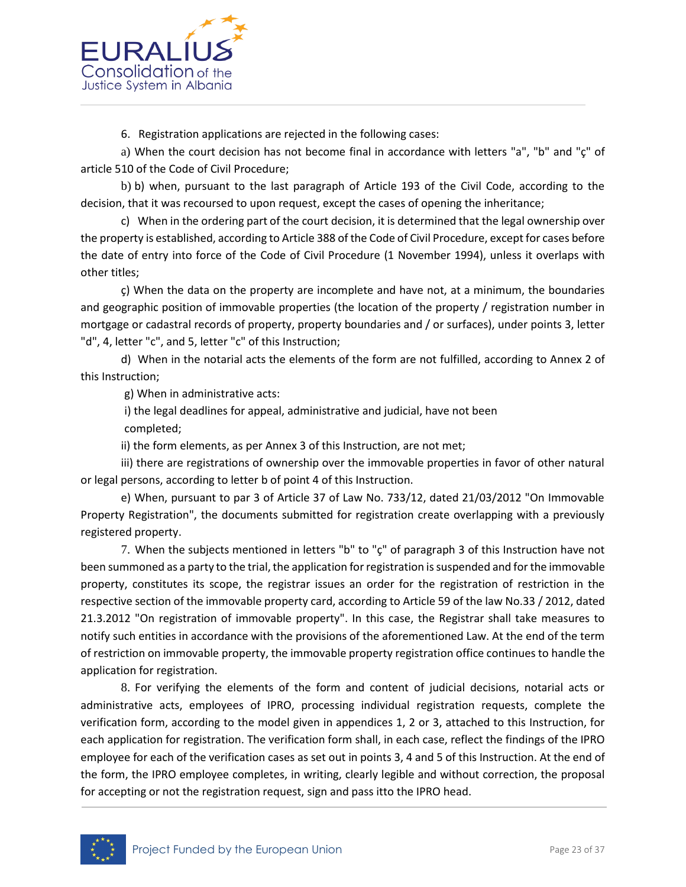6. Registration applications are rejected in the following cases:

a) When the court decision has not become final in accordance with letters "a", "b" and "ç" of article 510 of the Code of Civil Procedure;

b) b) when, pursuant to the last paragraph of Article 193 of the Civil Code, according to the decision, that it was recoursed to upon request, except the cases of opening the inheritance;

c) When in the ordering part of the court decision, it is determined that the legal ownership over the property is established, according to Article 388 of the Code of Civil Procedure, except for cases before the date of entry into force of the Code of Civil Procedure (1 November 1994), unless it overlaps with other titles;

ç) When the data on the property are incomplete and have not, at a minimum, the boundaries and geographic position of immovable properties (the location of the property / registration number in mortgage or cadastral records of property, property boundaries and / or surfaces), under points 3, letter "d", 4, letter "c", and 5, letter "c" of this Instruction;

d) When in the notarial acts the elements of the form are not fulfilled, according to Annex 2 of this Instruction;

g) When in administrative acts:

i) the legal deadlines for appeal, administrative and judicial, have not been completed;

ii) the form elements, as per Annex 3 of this Instruction, are not met;

iii) there are registrations of ownership over the immovable properties in favor of other natural or legal persons, according to letter b of point 4 of this Instruction.

e) When, pursuant to par 3 of Article 37 of Law No. 733/12, dated 21/03/2012 "On Immovable Property Registration", the documents submitted for registration create overlapping with a previously registered property.

7. When the subjects mentioned in letters "b" to "ç" of paragraph 3 of this Instruction have not been summoned as a party to the trial, the application for registration is suspended and for the immovable property, constitutes its scope, the registrar issues an order for the registration of restriction in the respective section of the immovable property card, according to Article 59 of the law No.33 / 2012, dated 21.3.2012 "On registration of immovable property". In this case, the Registrar shall take measures to notify such entities in accordance with the provisions of the aforementioned Law. At the end of the term of restriction on immovable property, the immovable property registration office continues to handle the application for registration.

8. For verifying the elements of the form and content of judicial decisions, notarial acts or administrative acts, employees of IPRO, processing individual registration requests, complete the verification form, according to the model given in appendices 1, 2 or 3, attached to this Instruction, for each application for registration. The verification form shall, in each case, reflect the findings of the IPRO employee for each of the verification cases as set out in points 3, 4 and 5 of this Instruction. At the end of the form, the IPRO employee completes, in writing, clearly legible and without correction, the proposal for accepting or not the registration request, sign and pass itto the IPRO head.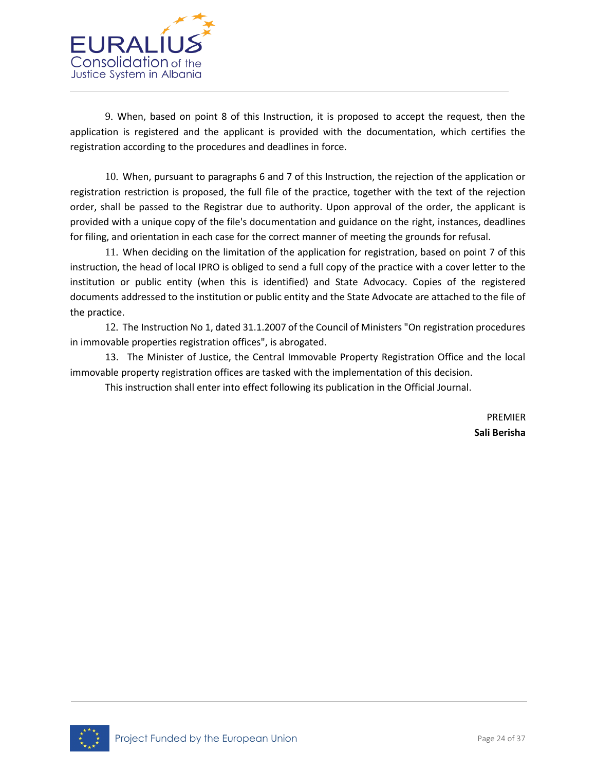9. When, based on point 8 of this Instruction, it is proposed to accept the request, then the application is registered and the applicant is provided with the documentation, which certifies the registration according to the procedures and deadlines in force.

10. When, pursuant to paragraphs 6 and 7 of this Instruction, the rejection of the application or registration restriction is proposed, the full file of the practice, together with the text of the rejection order, shall be passed to the Registrar due to authority. Upon approval of the order, the applicant is provided with a unique copy of the file's documentation and guidance on the right, instances, deadlines for filing, and orientation in each case for the correct manner of meeting the grounds for refusal.

11. When deciding on the limitation of the application for registration, based on point 7 of this instruction, the head of local IPRO is obliged to send a full copy of the practice with a cover letter to the institution or public entity (when this is identified) and State Advocacy. Copies of the registered documents addressed to the institution or public entity and the State Advocate are attached to the file of the practice.

12. The Instruction No 1, dated 31.1.2007 of the Council of Ministers "On registration procedures in immovable properties registration offices", is abrogated.

13. The Minister of Justice, the Central Immovable Property Registration Office and the local immovable property registration offices are tasked with the implementation of this decision.

This instruction shall enter into effect following its publication in the Official Journal.

PREMIER

**Sali Berisha**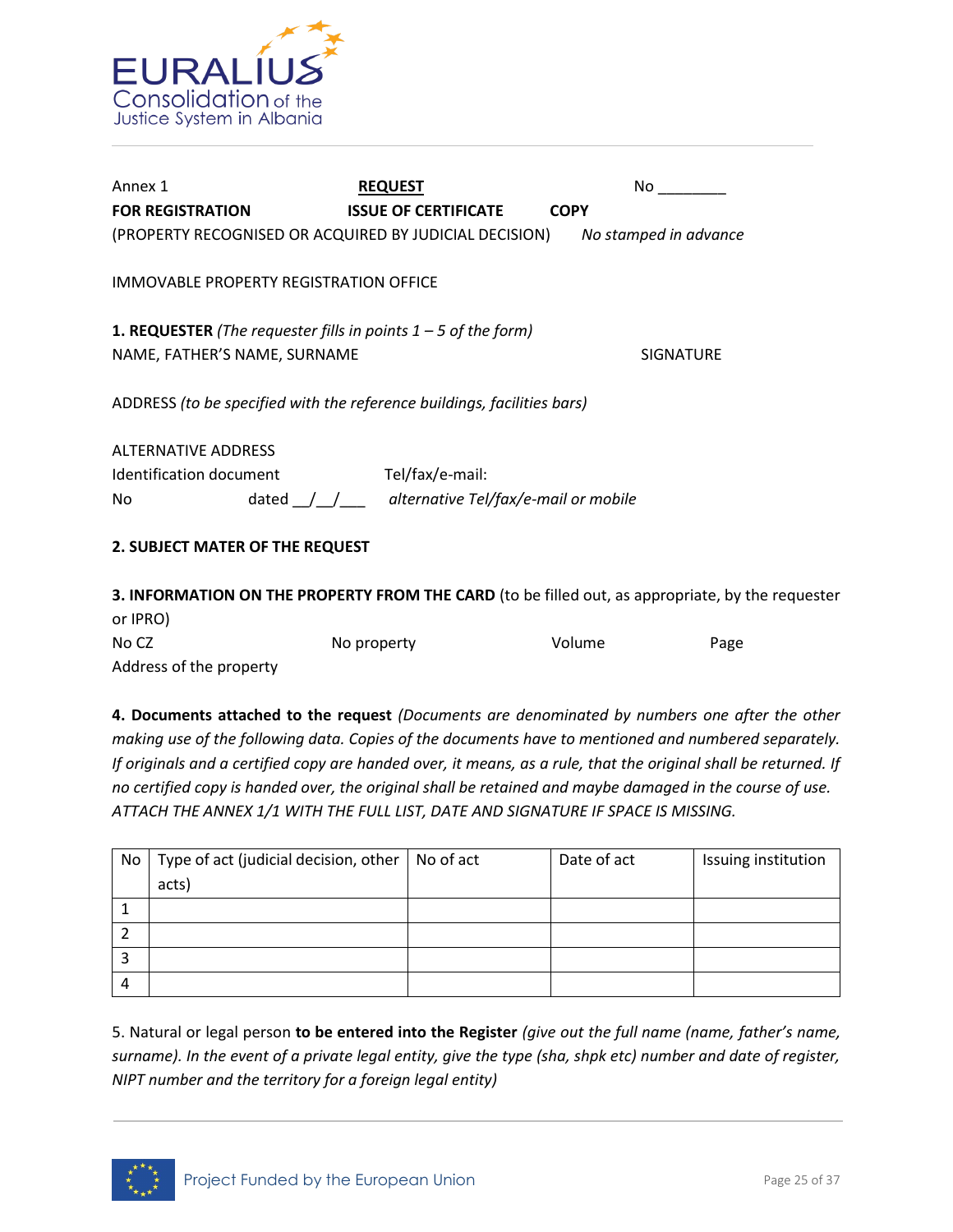Annex 1 **REQUEST** No ________

**FOR REGISTRATION** **ISSUE OF CERTIFICATE** **COPY**

(PROPERTY RECOGNISED OR ACQUIRED BY JUDICIAL DECISION) *No stamped in advance*

IMMOVABLE PROPERTY REGISTRATION OFFICE

**1. REQUESTER** *(The requester fills in points 1 – 5 of the form)*

NAME, FATHER'S NAME, SURNAME SIGNATURE

ADDRESS *(to be specified with the reference buildings, facilities bars)*

ALTERNATIVE ADDRESS

Identification document Tel/fax/e-mail:

No dated __/__/___ *alternative Tel/fax/e-mail or mobile*

**2. SUBJECT MATER OF THE REQUEST**

**3. INFORMATION ON THE PROPERTY FROM THE CARD** (to be filled out, as appropriate, by the requester or IPRO)

No CZ No property Volume Page

Address of the property

**4. Documents attached to the request** *(Documents are denominated by numbers one after the other making use of the following data. Copies of the documents have to mentioned and numbered separately. If originals and a certified copy are handed over, it means, as a rule, that the original shall be returned. If no certified copy is handed over, the original shall be retained and maybe damaged in the course of use. ATTACH THE ANNEX 1/1 WITH THE FULL LIST, DATE AND SIGNATURE IF SPACE IS MISSING.*

| No | Type of act (judicial decision, other acts) | No of act | Date of act | Issuing institution |
|---|---|---|---|---|
| 1 | | | | |
| 2 | | | | |
| 3 | | | | |
| 4 | | | | |

5. Natural or legal person **to be entered into the Register** *(give out the full name (name, father's name, surname). In the event of a private legal entity, give the type (sha, shpk etc) number and date of register, NIPT number and the territory for a foreign legal entity)*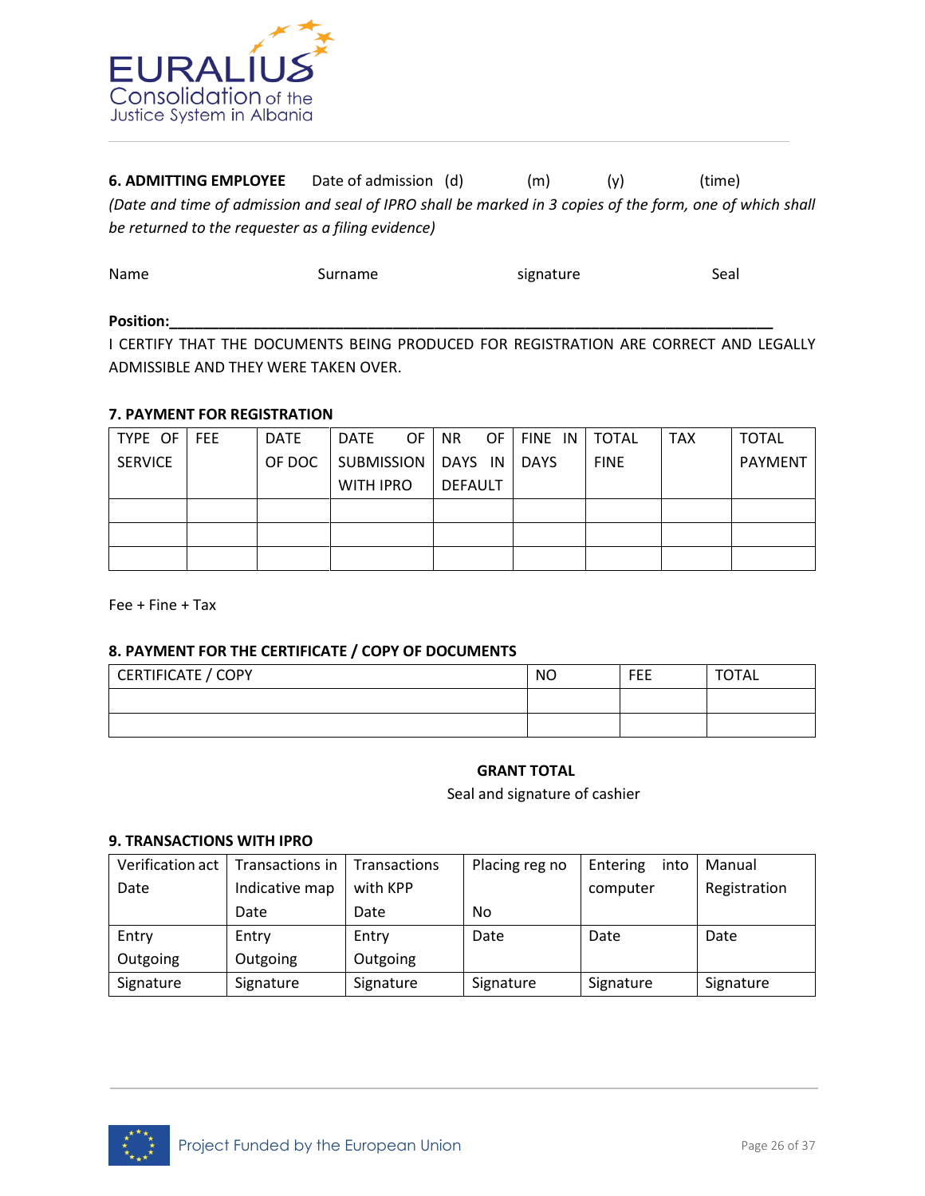**6. ADMITTING EMPLOYEE** Date of admission (d) (m) (y) (time)

*(Date and time of admission and seal of IPRO shall be marked in 3 copies of the form, one of which shall be returned to the requester as a filing evidence)*

Name Surname signature Seal

**Position:**\_\_\_\_\_\_\_\_\_\_\_\_\_\_\_\_\_\_\_\_\_\_\_\_\_\_\_\_\_\_\_\_\_\_\_\_\_\_\_\_\_\_\_\_\_\_\_\_\_\_\_\_\_\_\_\_\_\_\_\_\_\_\_\_\_\_\_\_\_\_

I CERTIFY THAT THE DOCUMENTS BEING PRODUCED FOR REGISTRATION ARE CORRECT AND LEGALLY ADMISSIBLE AND THEY WERE TAKEN OVER.

**7. PAYMENT FOR REGISTRATION**

| TYPE OF SERVICE | FEE | DATE OF DOC | DATE OF SUBMISSION WITH IPRO | NR OF DAYS IN DEFAULT | FINE IN DAYS | TOTAL FINE | TAX | TOTAL PAYMENT |
|---|---|---|---|---|---|---|---|---|
| | | | | | | | | |
| | | | | | | | | |
| | | | | | | | | |

Fee + Fine + Tax

**8. PAYMENT FOR THE CERTIFICATE / COPY OF DOCUMENTS**

| CERTIFICATE / COPY | NO | FEE | TOTAL |
|---|---|---|---|
| | | | |
| | | | |

**GRANT TOTAL**

Seal and signature of cashier

**9. TRANSACTIONS WITH IPRO**

| Verification act Date | Transactions in Indicative map Date | Transactions with KPP Date | Placing reg no No | Entering into computer | Manual Registration |
|---|---|---|---|---|---|
| Entry Outgoing | Entry Outgoing | Entry Outgoing | Date | Date | Date |
| Signature | Signature | Signature | Signature | Signature | Signature |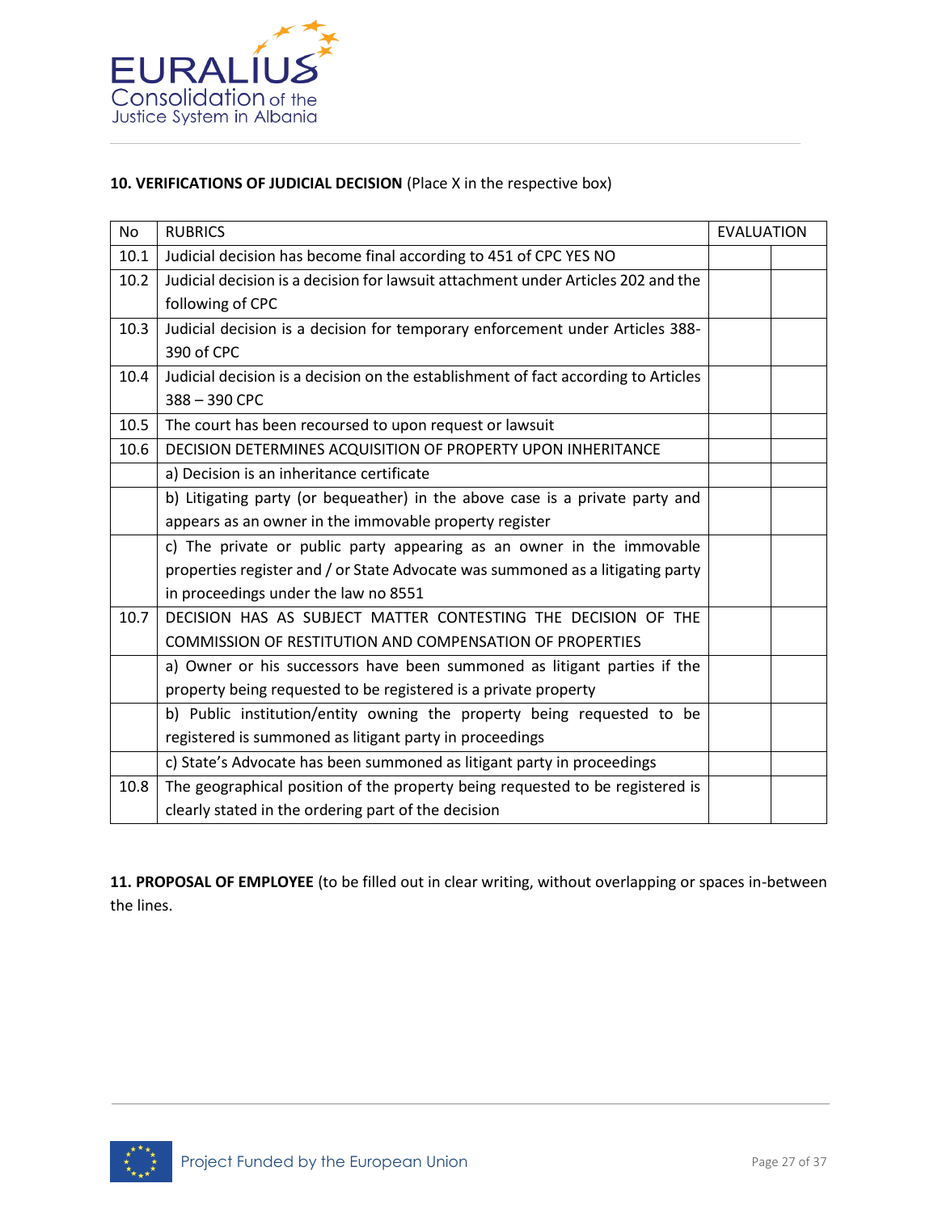**10. VERIFICATIONS OF JUDICIAL DECISION** (Place X in the respective box)

| No | RUBRICS | EVALUATION | |
|---|---|---|---|
| 10.1 | Judicial decision has become final according to 451 of CPC YES NO | | |
| 10.2 | Judicial decision is a decision for lawsuit attachment under Articles 202 and the following of CPC | | |
| 10.3 | Judicial decision is a decision for temporary enforcement under Articles 388-390 of CPC | | |
| 10.4 | Judicial decision is a decision on the establishment of fact according to Articles 388 – 390 CPC | | |
| 10.5 | The court has been recoursed to upon request or lawsuit | | |
| 10.6 | DECISION DETERMINES ACQUISITION OF PROPERTY UPON INHERITANCE | | |
| | a) Decision is an inheritance certificate | | |
| | b) Litigating party (or bequeather) in the above case is a private party and appears as an owner in the immovable property register | | |
| | c) The private or public party appearing as an owner in the immovable properties register and / or State Advocate was summoned as a litigating party in proceedings under the law no 8551 | | |
| 10.7 | DECISION HAS AS SUBJECT MATTER CONTESTING THE DECISION OF THE COMMISSION OF RESTITUTION AND COMPENSATION OF PROPERTIES | | |
| | a) Owner or his successors have been summoned as litigant parties if the property being requested to be registered is a private property | | |
| | b) Public institution/entity owning the property being requested to be registered is summoned as litigant party in proceedings | | |
| | c) State's Advocate has been summoned as litigant party in proceedings | | |
| 10.8 | The geographical position of the property being requested to be registered is clearly stated in the ordering part of the decision | | |

**11. PROPOSAL OF EMPLOYEE** (to be filled out in clear writing, without overlapping or spaces in-between the lines.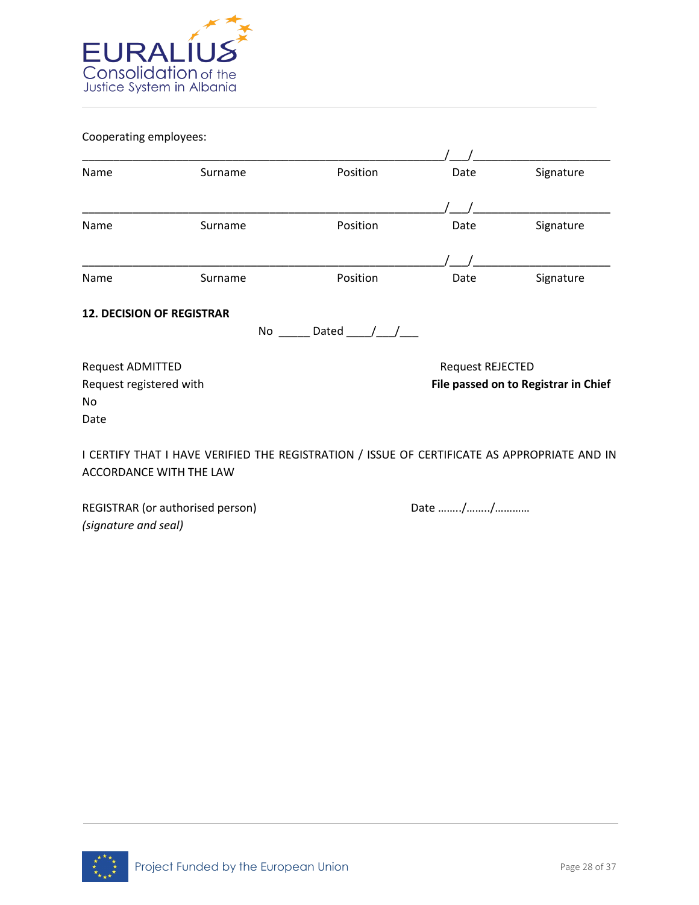Cooperating employees:

_________________________________________________________/___/_____________________

Name Surname Position Date Signature

_________________________________________________________/___/_____________________

Name Surname Position Date Signature

_________________________________________________________/___/_____________________

Name Surname Position Date Signature

**12. DECISION OF REGISTRAR**

No _____ Dated ____/___/___

Request ADMITTED

Request registered with

No

Date

Request REJECTED

**File passed on to Registrar in Chief**

I CERTIFY THAT I HAVE VERIFIED THE REGISTRATION / ISSUE OF CERTIFICATE AS APPROPRIATE AND IN ACCORDANCE WITH THE LAW

REGISTRAR (or authorised person)

*(signature and seal)*

Date ……../……../…………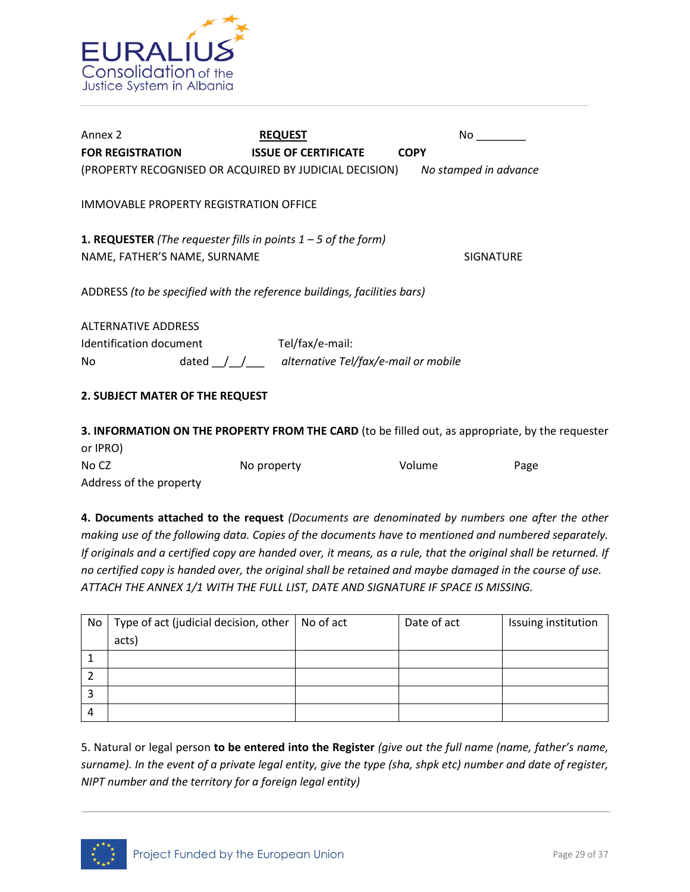Annex 2 **REQUEST** No ________

**FOR REGISTRATION** **ISSUE OF CERTIFICATE** **COPY**

(PROPERTY RECOGNISED OR ACQUIRED BY JUDICIAL DECISION) *No stamped in advance*

IMMOVABLE PROPERTY REGISTRATION OFFICE

**1. REQUESTER** *(The requester fills in points 1 – 5 of the form)*

NAME, FATHER'S NAME, SURNAME SIGNATURE

ADDRESS *(to be specified with the reference buildings, facilities bars)*

ALTERNATIVE ADDRESS

Identification document Tel/fax/e-mail:

No dated __/__/___ *alternative Tel/fax/e-mail or mobile*

**2. SUBJECT MATER OF THE REQUEST**

**3. INFORMATION ON THE PROPERTY FROM THE CARD** (to be filled out, as appropriate, by the requester or IPRO)

No CZ No property Volume Page

Address of the property

**4. Documents attached to the request** *(Documents are denominated by numbers one after the other making use of the following data. Copies of the documents have to mentioned and numbered separately. If originals and a certified copy are handed over, it means, as a rule, that the original shall be returned. If no certified copy is handed over, the original shall be retained and maybe damaged in the course of use. ATTACH THE ANNEX 1/1 WITH THE FULL LIST, DATE AND SIGNATURE IF SPACE IS MISSING.*

| No | Type of act (judicial decision, other acts) | No of act | Date of act | Issuing institution |
|---|---|---|---|---|
| 1 | | | | |
| 2 | | | | |
| 3 | | | | |
| 4 | | | | |

5. Natural or legal person **to be entered into the Register** *(give out the full name (name, father's name, surname). In the event of a private legal entity, give the type (sha, shpk etc) number and date of register, NIPT number and the territory for a foreign legal entity)*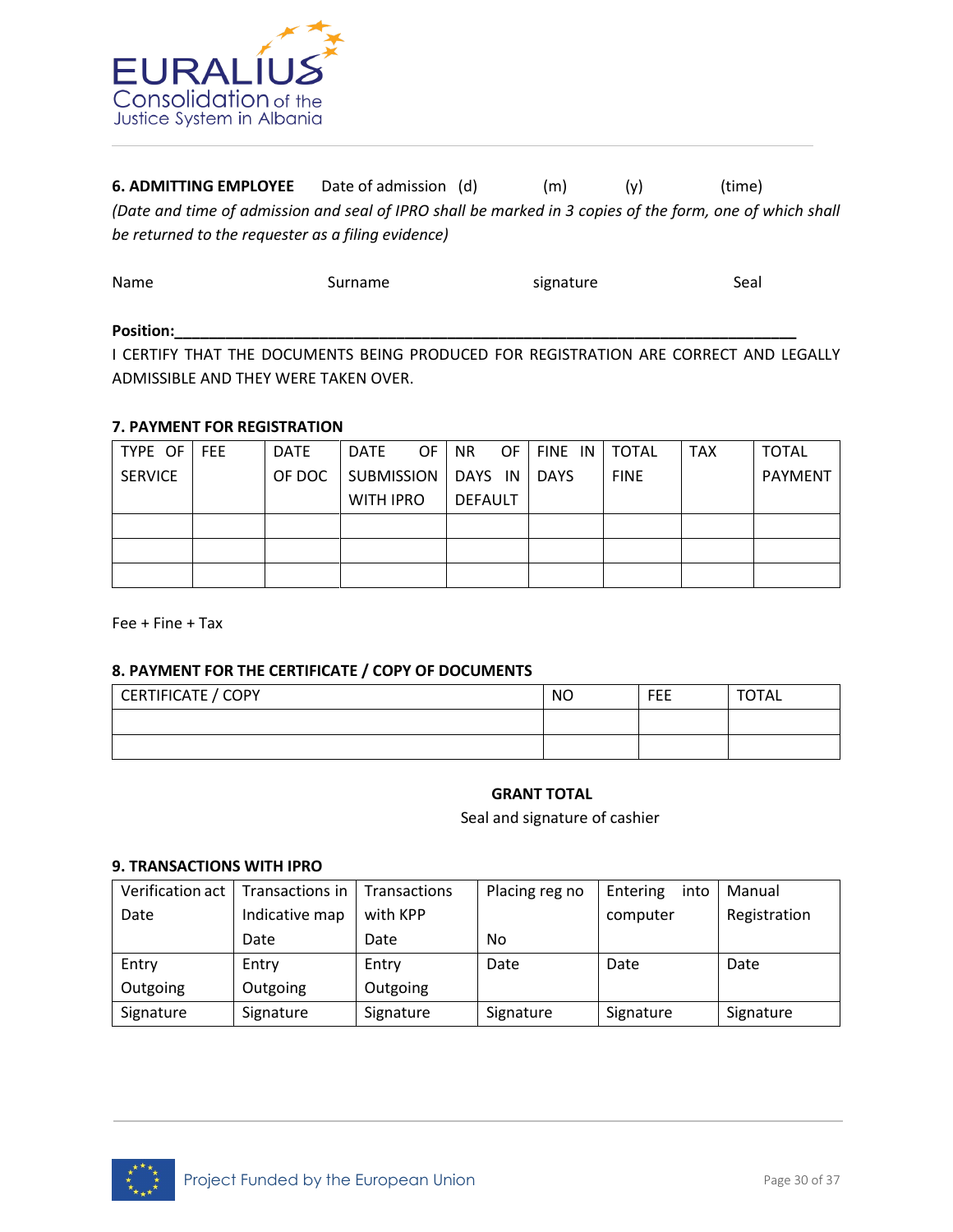**6. ADMITTING EMPLOYEE** Date of admission (d) (m) (y) (time)

*(Date and time of admission and seal of IPRO shall be marked in 3 copies of the form, one of which shall be returned to the requester as a filing evidence)*

Name Surname signature Seal

**Position:_______________________________________________________________________________**

I CERTIFY THAT THE DOCUMENTS BEING PRODUCED FOR REGISTRATION ARE CORRECT AND LEGALLY ADMISSIBLE AND THEY WERE TAKEN OVER.

**7. PAYMENT FOR REGISTRATION**

| TYPE OF SERVICE | FEE | DATE OF DOC | DATE OF SUBMISSION WITH IPRO | NR OF DAYS IN DEFAULT | FINE IN DAYS | TOTAL FINE | TAX | TOTAL PAYMENT |
|---|---|---|---|---|---|---|---|---|
| | | | | | | | | |
| | | | | | | | | |
| | | | | | | | | |

Fee + Fine + Tax

**8. PAYMENT FOR THE CERTIFICATE / COPY OF DOCUMENTS**

| CERTIFICATE / COPY | NO | FEE | TOTAL |
|---|---|---|---|
| | | | |
| | | | |

**GRANT TOTAL**

Seal and signature of cashier

**9. TRANSACTIONS WITH IPRO**

| Verification act Date | Transactions in Indicative map Date | Transactions with KPP Date | Placing reg no No | Entering into computer | Manual Registration |
|---|---|---|---|---|---|
| Entry Outgoing | Entry Outgoing | Entry Outgoing | Date | Date | Date |
| Signature | Signature | Signature | Signature | Signature | Signature |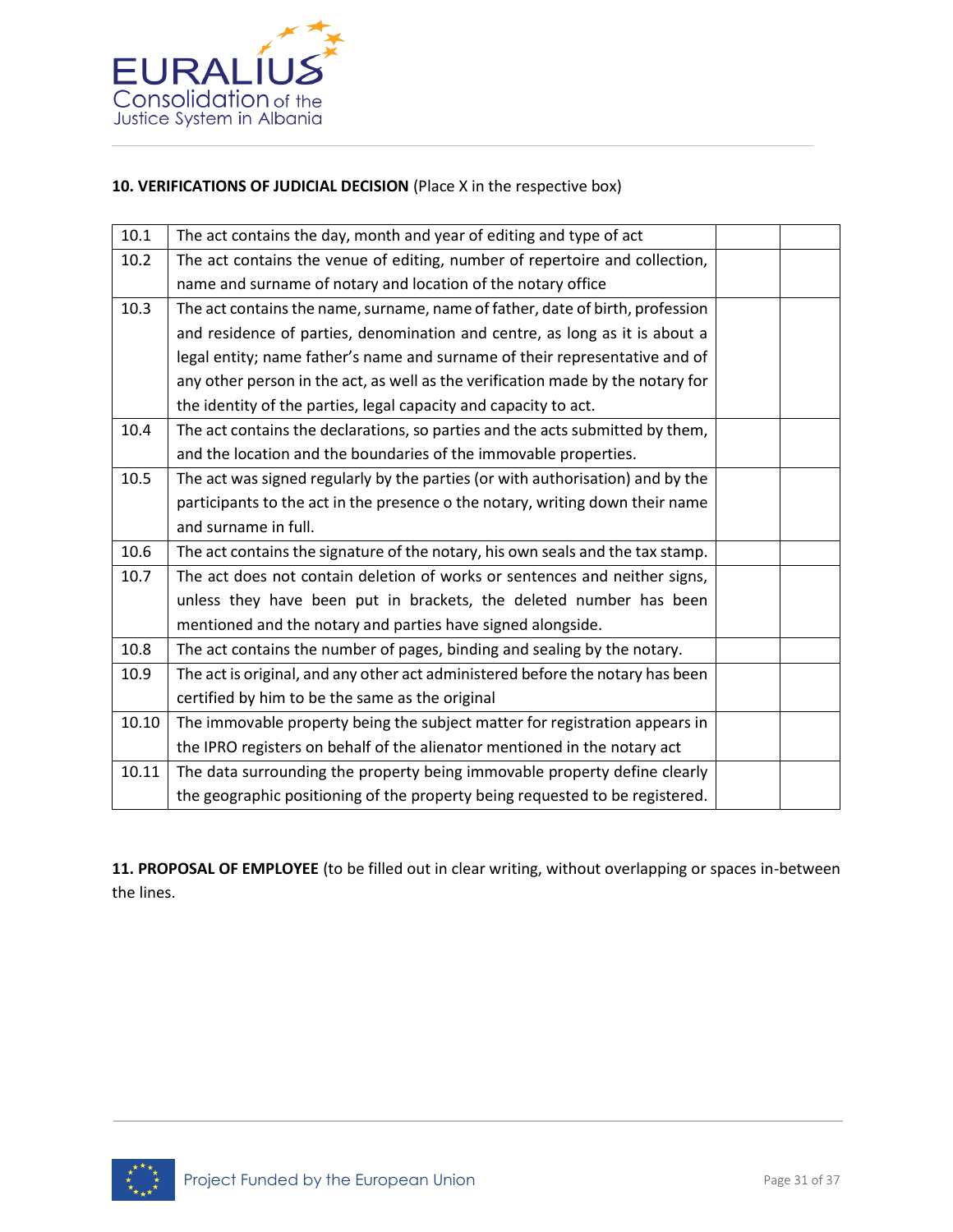**10. VERIFICATIONS OF JUDICIAL DECISION** (Place X in the respective box)

| | | | |
|---|---|---|---|
| 10.1 | The act contains the day, month and year of editing and type of act | | |
| 10.2 | The act contains the venue of editing, number of repertoire and collection, name and surname of notary and location of the notary office | | |
| 10.3 | The act contains the name, surname, name of father, date of birth, profession and residence of parties, denomination and centre, as long as it is about a legal entity; name father's name and surname of their representative and of any other person in the act, as well as the verification made by the notary for the identity of the parties, legal capacity and capacity to act. | | |
| 10.4 | The act contains the declarations, so parties and the acts submitted by them, and the location and the boundaries of the immovable properties. | | |
| 10.5 | The act was signed regularly by the parties (or with authorisation) and by the participants to the act in the presence o the notary, writing down their name and surname in full. | | |
| 10.6 | The act contains the signature of the notary, his own seals and the tax stamp. | | |
| 10.7 | The act does not contain deletion of works or sentences and neither signs, unless they have been put in brackets, the deleted number has been mentioned and the notary and parties have signed alongside. | | |
| 10.8 | The act contains the number of pages, binding and sealing by the notary. | | |
| 10.9 | The act is original, and any other act administered before the notary has been certified by him to be the same as the original | | |
| 10.10 | The immovable property being the subject matter for registration appears in the IPRO registers on behalf of the alienator mentioned in the notary act | | |
| 10.11 | The data surrounding the property being immovable property define clearly the geographic positioning of the property being requested to be registered. | | |

**11. PROPOSAL OF EMPLOYEE** (to be filled out in clear writing, without overlapping or spaces in-between the lines.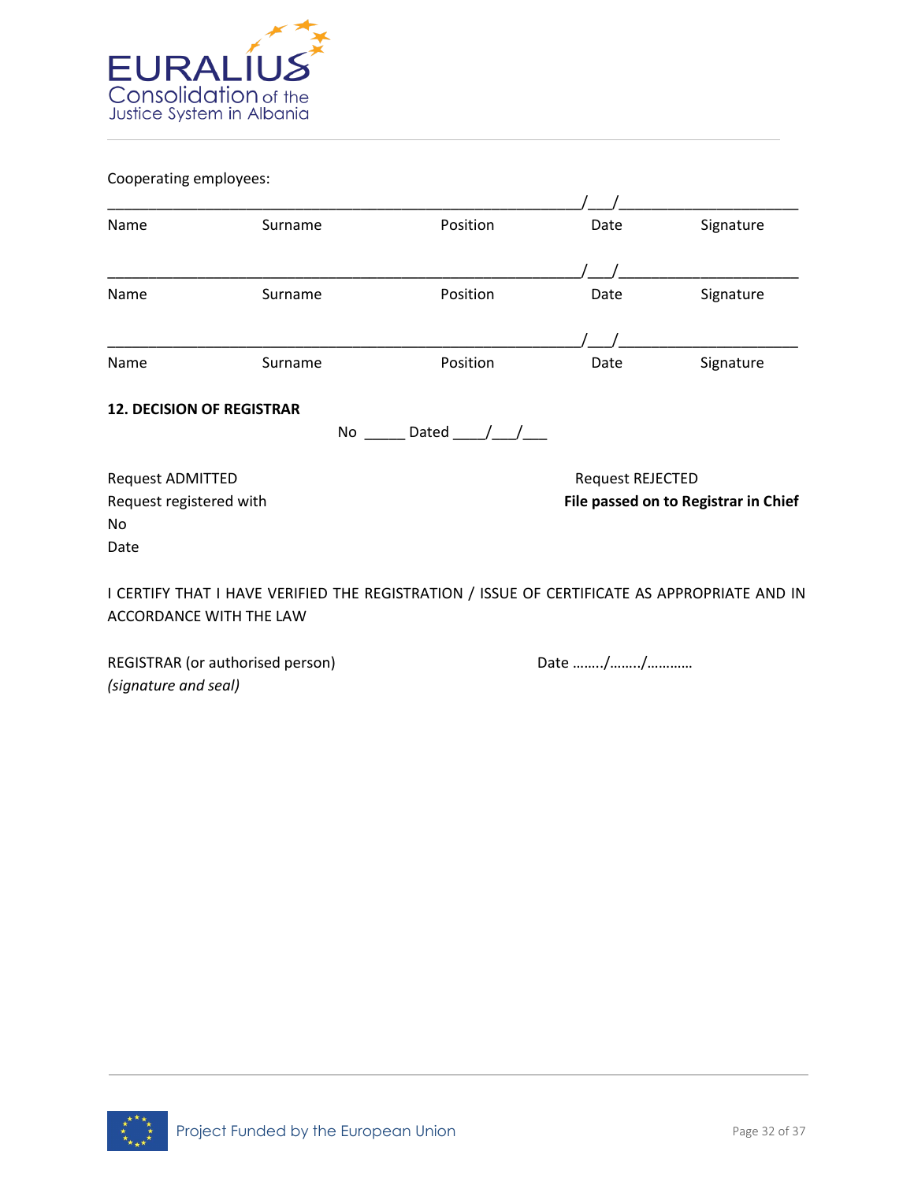Cooperating employees:

_________________________________________________________/___/______________________

| Name | Surname | Position | Date | Signature |
|---|---|---|---|---|

_________________________________________________________/___/______________________

| Name | Surname | Position | Date | Signature |
|---|---|---|---|---|

_________________________________________________________/___/______________________

| Name | Surname | Position | Date | Signature |
|---|---|---|---|---|

**12. DECISION OF REGISTRAR**

No _____ Dated ____/___/___

Request ADMITTED
Request registered with
No
Date

Request REJECTED
**File passed on to Registrar in Chief**

I CERTIFY THAT I HAVE VERIFIED THE REGISTRATION / ISSUE OF CERTIFICATE AS APPROPRIATE AND IN ACCORDANCE WITH THE LAW

REGISTRAR (or authorised person)
*(signature and seal)*

Date ......../......../...........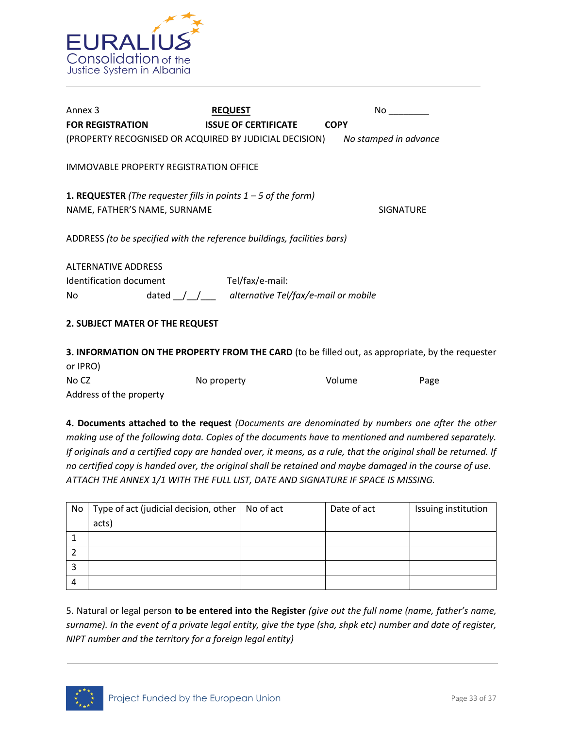Annex 3 **REQUEST** No ________

**FOR REGISTRATION** **ISSUE OF CERTIFICATE** **COPY**

(PROPERTY RECOGNISED OR ACQUIRED BY JUDICIAL DECISION) *No stamped in advance*

IMMOVABLE PROPERTY REGISTRATION OFFICE

**1. REQUESTER** *(The requester fills in points 1 – 5 of the form)*

NAME, FATHER'S NAME, SURNAME SIGNATURE

ADDRESS *(to be specified with the reference buildings, facilities bars)*

ALTERNATIVE ADDRESS

Identification document Tel/fax/e-mail:

No dated __/__/___ *alternative Tel/fax/e-mail or mobile*

**2. SUBJECT MATER OF THE REQUEST**

**3. INFORMATION ON THE PROPERTY FROM THE CARD** (to be filled out, as appropriate, by the requester or IPRO)

No CZ No property Volume Page

Address of the property

**4. Documents attached to the request** *(Documents are denominated by numbers one after the other making use of the following data. Copies of the documents have to mentioned and numbered separately. If originals and a certified copy are handed over, it means, as a rule, that the original shall be returned. If no certified copy is handed over, the original shall be retained and maybe damaged in the course of use. ATTACH THE ANNEX 1/1 WITH THE FULL LIST, DATE AND SIGNATURE IF SPACE IS MISSING.*

| No | Type of act (judicial decision, other acts) | No of act | Date of act | Issuing institution |
|---|---|---|---|---|
| 1 | | | | |
| 2 | | | | |
| 3 | | | | |
| 4 | | | | |

5. Natural or legal person **to be entered into the Register** *(give out the full name (name, father's name, surname). In the event of a private legal entity, give the type (sha, shpk etc) number and date of register, NIPT number and the territory for a foreign legal entity)*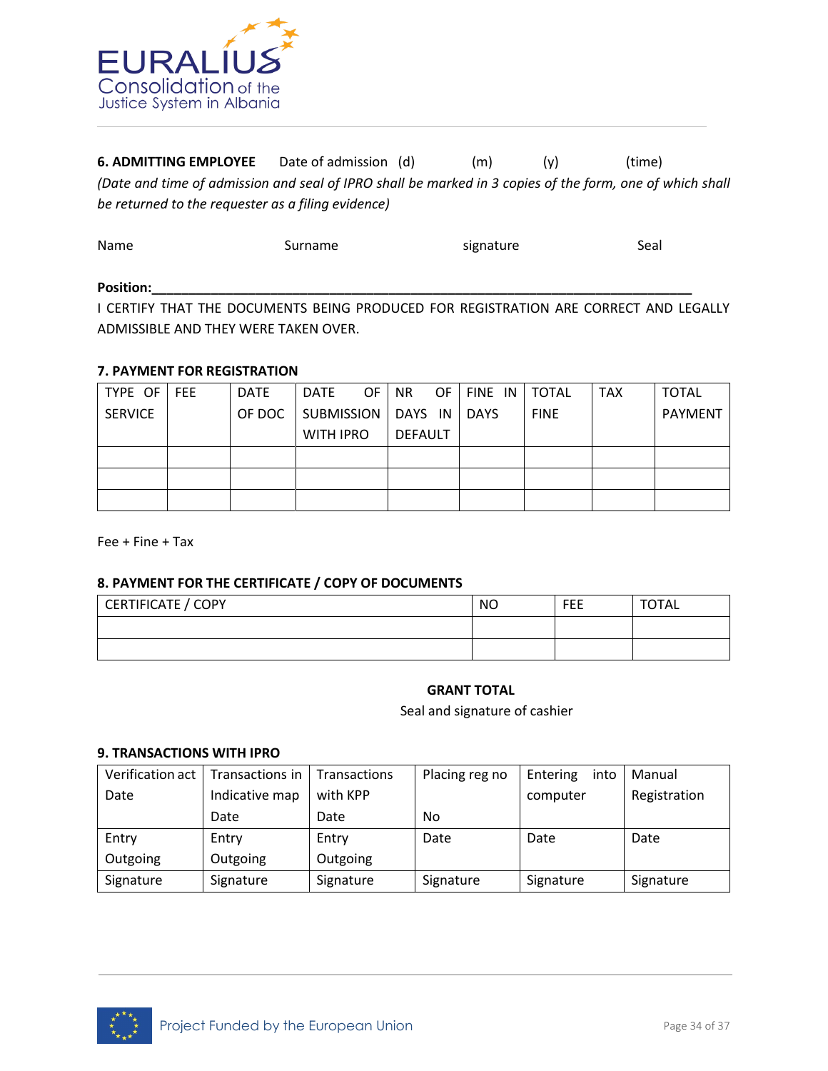**6. ADMITTING EMPLOYEE** Date of admission (d) (m) (y) (time)

*(Date and time of admission and seal of IPRO shall be marked in 3 copies of the form, one of which shall be returned to the requester as a filing evidence)*

Name Surname signature Seal

**Position:**\_\_\_\_\_\_\_\_\_\_\_\_\_\_\_\_\_\_\_\_\_\_\_\_\_\_\_\_\_\_\_\_\_\_\_\_\_\_\_\_\_\_\_\_\_\_\_\_\_\_\_\_\_\_\_\_\_\_\_\_\_\_\_\_\_\_\_\_\_\_\_\_\_\_\_\_

I CERTIFY THAT THE DOCUMENTS BEING PRODUCED FOR REGISTRATION ARE CORRECT AND LEGALLY ADMISSIBLE AND THEY WERE TAKEN OVER.

**7. PAYMENT FOR REGISTRATION**

| TYPE OF SERVICE | FEE | DATE OF DOC | DATE OF SUBMISSION WITH IPRO | NR OF DAYS IN DEFAULT | FINE IN DAYS | TOTAL FINE | TAX | TOTAL PAYMENT |
|---|---|---|---|---|---|---|---|---|
| | | | | | | | | |
| | | | | | | | | |
| | | | | | | | | |

Fee + Fine + Tax

**8. PAYMENT FOR THE CERTIFICATE / COPY OF DOCUMENTS**

| CERTIFICATE / COPY | NO | FEE | TOTAL |
|---|---|---|---|
| | | | |
| | | | |

**GRANT TOTAL**

Seal and signature of cashier

**9. TRANSACTIONS WITH IPRO**

| Verification act Date | Transactions in Indicative map Date | Transactions with KPP Date | Placing reg no No | Entering into computer | Manual Registration |
|---|---|---|---|---|---|
| Entry Outgoing | Entry Outgoing | Entry Outgoing | Date | Date | Date |
| Signature | Signature | Signature | Signature | Signature | Signature |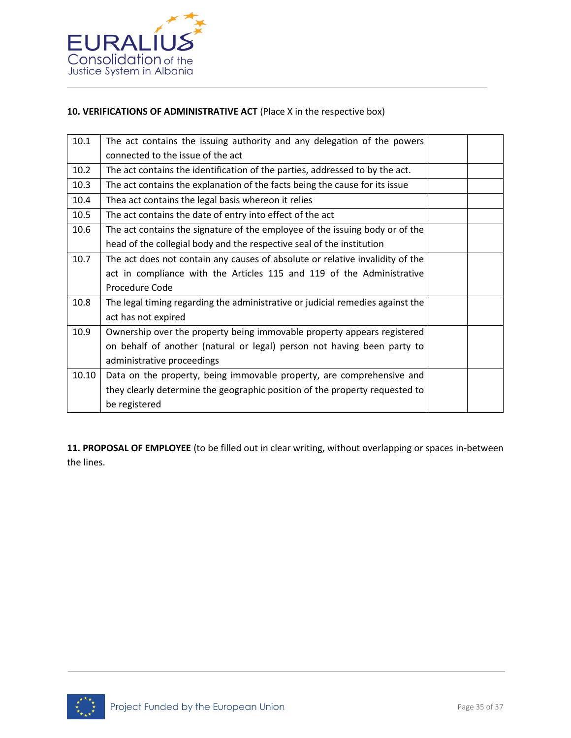**10. VERIFICATIONS OF ADMINISTRATIVE ACT** (Place X in the respective box)

| | | | |
|---|---|---|---|
| 10.1 | The act contains the issuing authority and any delegation of the powers connected to the issue of the act | | |
| 10.2 | The act contains the identification of the parties, addressed to by the act. | | |
| 10.3 | The act contains the explanation of the facts being the cause for its issue | | |
| 10.4 | Thea act contains the legal basis whereon it relies | | |
| 10.5 | The act contains the date of entry into effect of the act | | |
| 10.6 | The act contains the signature of the employee of the issuing body or of the head of the collegial body and the respective seal of the institution | | |
| 10.7 | The act does not contain any causes of absolute or relative invalidity of the act in compliance with the Articles 115 and 119 of the Administrative Procedure Code | | |
| 10.8 | The legal timing regarding the administrative or judicial remedies against the act has not expired | | |
| 10.9 | Ownership over the property being immovable property appears registered on behalf of another (natural or legal) person not having been party to administrative proceedings | | |
| 10.10 | Data on the property, being immovable property, are comprehensive and they clearly determine the geographic position of the property requested to be registered | | |

**11. PROPOSAL OF EMPLOYEE** (to be filled out in clear writing, without overlapping or spaces in-between the lines.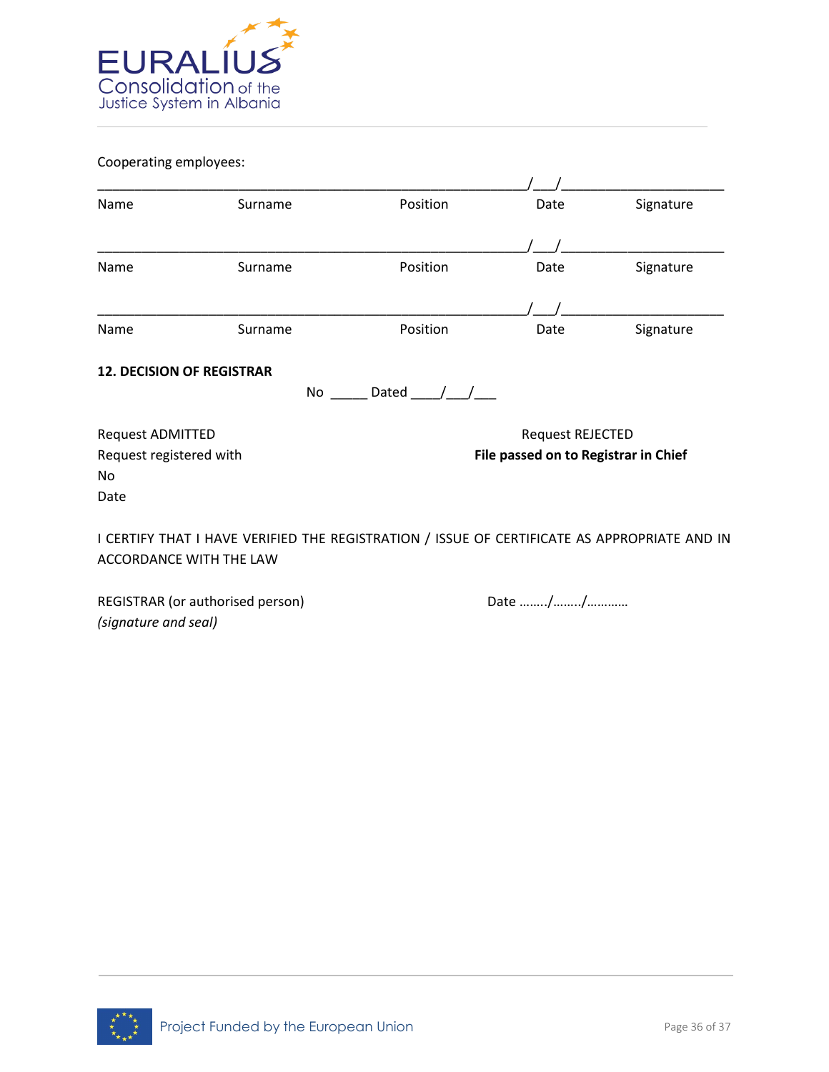Cooperating employees:

_______________________________________________________/___/_____________________

| Name | Surname | Position | Date | Signature |
|---|---|---|---|---|

_______________________________________________________/___/_____________________

| Name | Surname | Position | Date | Signature |
|---|---|---|---|---|

_______________________________________________________/___/_____________________

| Name | Surname | Position | Date | Signature |
|---|---|---|---|---|

**12. DECISION OF REGISTRAR**

No _____ Dated ____/___/___

Request ADMITTED
Request registered with
No
Date

Request REJECTED
**File passed on to Registrar in Chief**

I CERTIFY THAT I HAVE VERIFIED THE REGISTRATION / ISSUE OF CERTIFICATE AS APPROPRIATE AND IN ACCORDANCE WITH THE LAW

REGISTRAR (or authorised person)
*(signature and seal)*

Date ……../……../…………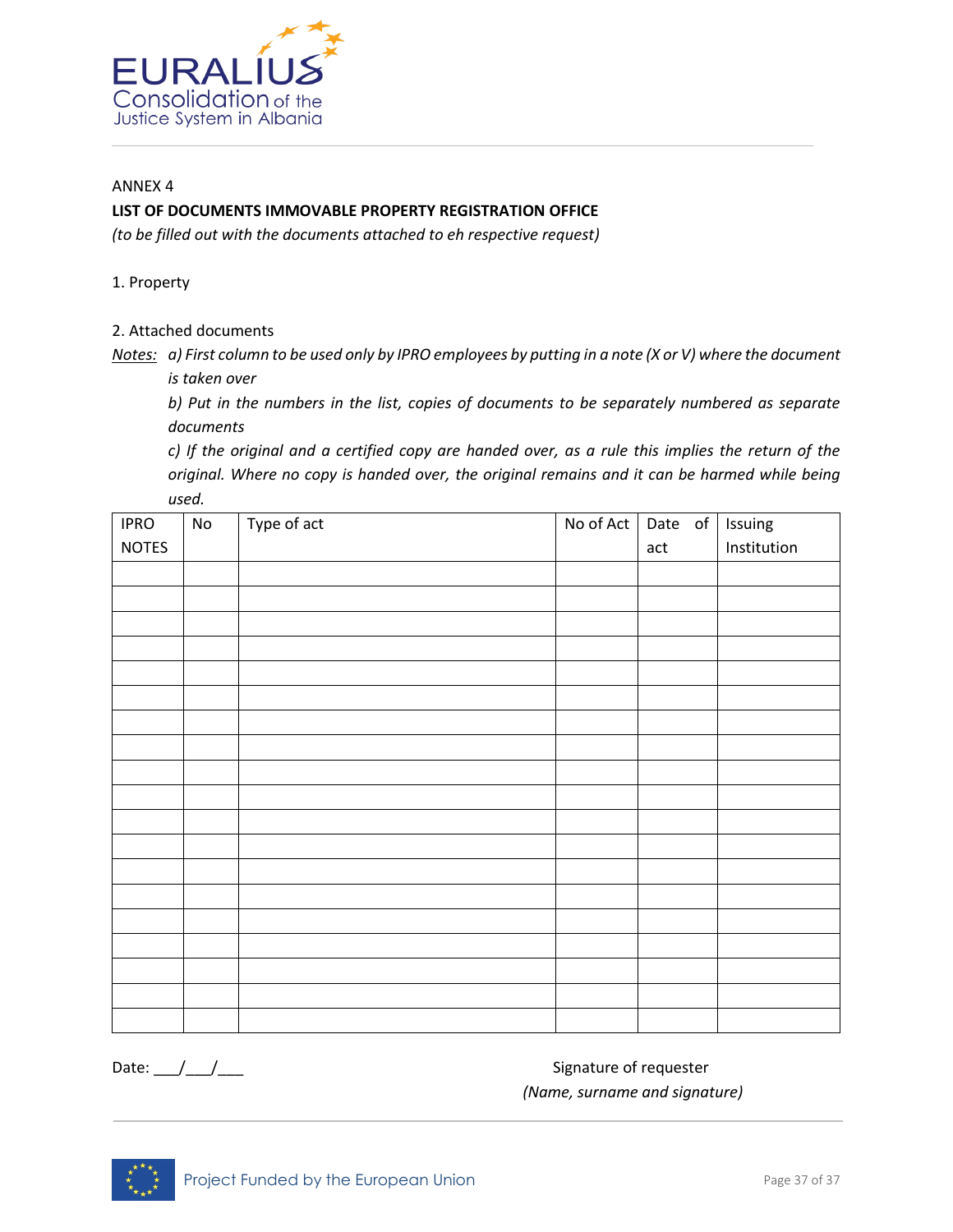ANNEX 4

**LIST OF DOCUMENTS IMMOVABLE PROPERTY REGISTRATION OFFICE**

*(to be filled out with the documents attached to eh respective request)*

1. Property

2. Attached documents

*Notes:* *a) First column to be used only by IPRO employees by putting in a note (X or V) where the document is taken over*

*b) Put in the numbers in the list, copies of documents to be separately numbered as separate documents*

*c) If the original and a certified copy are handed over, as a rule this implies the return of the original. Where no copy is handed over, the original remains and it can be harmed while being used.*

| IPRO NOTES | No | Type of act | No of Act | Date of act | Issuing Institution |
|---|---|---|---|---|---|
| | | | | | |
| | | | | | |
| | | | | | |
| | | | | | |
| | | | | | |
| | | | | | |
| | | | | | |
| | | | | | |
| | | | | | |
| | | | | | |
| | | | | | |
| | | | | | |
| | | | | | |
| | | | | | |
| | | | | | |
| | | | | | |
| | | | | | |
| | | | | | |
| | | | | | |

Date: ___/___/___

Signature of requester

*(Name, surname and signature)*